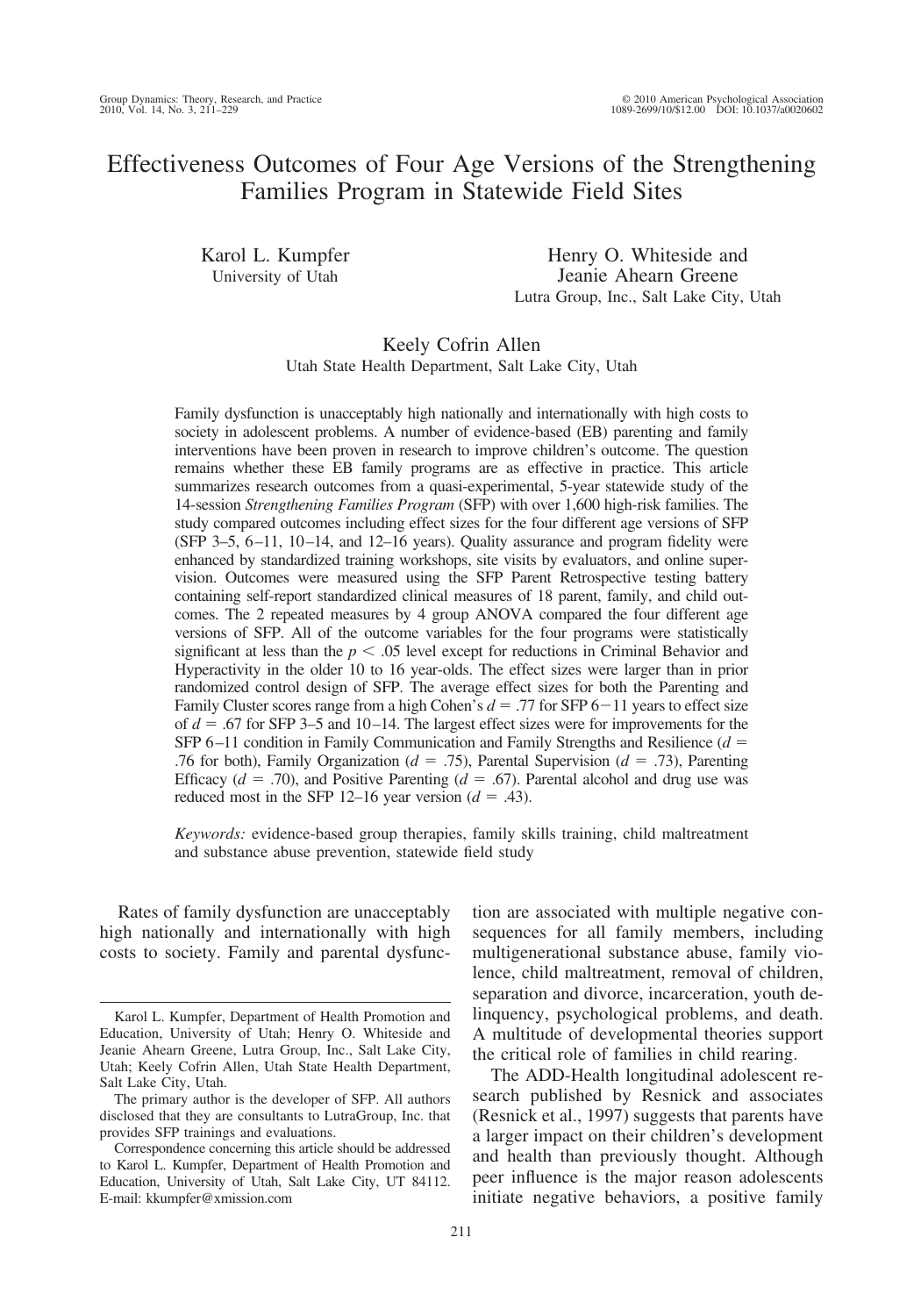# Effectiveness Outcomes of Four Age Versions of the Strengthening Families Program in Statewide Field Sites

Karol L. Kumpfer
University of Utah

Henry O. Whiteside and Jeanie Ahearn Greene
Lutra Group, Inc., Salt Lake City, Utah

Keely Cofrin Allen
Utah State Health Department, Salt Lake City, Utah

Family dysfunction is unacceptably high nationally and internationally with high costs to society in adolescent problems. A number of evidence-based (EB) parenting and family interventions have been proven in research to improve children's outcome. The question remains whether these EB family programs are as effective in practice. This article summarizes research outcomes from a quasi-experimental, 5-year statewide study of the 14-session *Strengthening Families Program* (SFP) with over 1,600 high-risk families. The study compared outcomes including effect sizes for the four different age versions of SFP (SFP 3–5, 6–11, 10–14, and 12–16 years). Quality assurance and program fidelity were enhanced by standardized training workshops, site visits by evaluators, and online supervision. Outcomes were measured using the SFP Parent Retrospective testing battery containing self-report standardized clinical measures of 18 parent, family, and child outcomes. The 2 repeated measures by 4 group ANOVA compared the four different age versions of SFP. All of the outcome variables for the four programs were statistically significant at less than the $p < .05$ level except for reductions in Criminal Behavior and Hyperactivity in the older 10 to 16 year-olds. The effect sizes were larger than in prior randomized control design of SFP. The average effect sizes for both the Parenting and Family Cluster scores range from a high Cohen's $d = .77$ for SFP 6–11 years to effect size of $d = .67$ for SFP 3–5 and 10–14. The largest effect sizes were for improvements for the SFP 6–11 condition in Family Communication and Family Strengths and Resilience ($d = .76$ for both), Family Organization ($d = .75$), Parental Supervision ($d = .73$), Parenting Efficacy ($d = .70$), and Positive Parenting ($d = .67$). Parental alcohol and drug use was reduced most in the SFP 12–16 year version ($d = .43$).

*Keywords:* evidence-based group therapies, family skills training, child maltreatment and substance abuse prevention, statewide field study

Rates of family dysfunction are unacceptably high nationally and internationally with high costs to society. Family and parental dysfunction are associated with multiple negative consequences for all family members, including multigenerational substance abuse, family violence, child maltreatment, removal of children, separation and divorce, incarceration, youth delinquency, psychological problems, and death. A multitude of developmental theories support the critical role of families in child rearing.

The ADD-Health longitudinal adolescent research published by Resnick and associates (Resnick et al., 1997) suggests that parents have a larger impact on their children's development and health than previously thought. Although peer influence is the major reason adolescents initiate negative behaviors, a positive family

---

Karol L. Kumpfer, Department of Health Promotion and Education, University of Utah; Henry O. Whiteside and Jeanie Ahearn Greene, Lutra Group, Inc., Salt Lake City, Utah; Keely Cofrin Allen, Utah State Health Department, Salt Lake City, Utah.

The primary author is the developer of SFP. All authors disclosed that they are consultants to LutraGroup, Inc. that provides SFP trainings and evaluations.

Correspondence concerning this article should be addressed to Karol L. Kumpfer, Department of Health Promotion and Education, University of Utah, Salt Lake City, UT 84112. E-mail: kkumpfer@xmission.com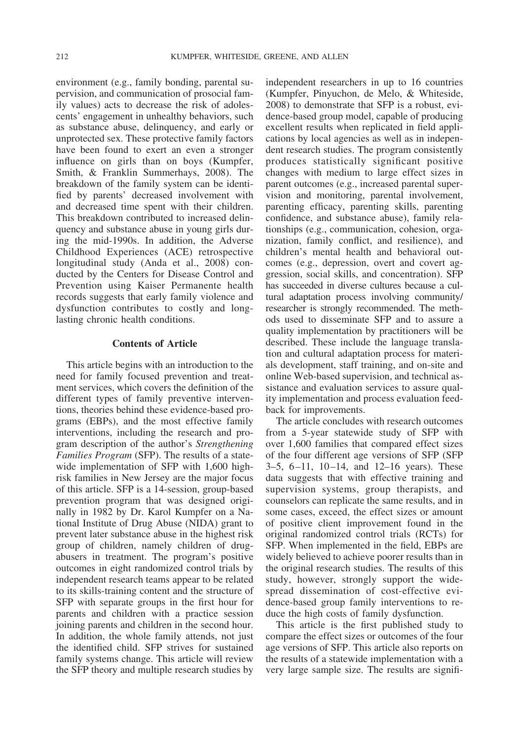environment (e.g., family bonding, parental supervision, and communication of prosocial family values) acts to decrease the risk of adolescents' engagement in unhealthy behaviors, such as substance abuse, delinquency, and early or unprotected sex. These protective family factors have been found to exert an even a stronger influence on girls than on boys (Kumpfer, Smith, & Franklin Summerhays, 2008). The breakdown of the family system can be identified by parents' decreased involvement with and decreased time spent with their children. This breakdown contributed to increased delinquency and substance abuse in young girls during the mid-1990s. In addition, the Adverse Childhood Experiences (ACE) retrospective longitudinal study (Anda et al., 2008) conducted by the Centers for Disease Control and Prevention using Kaiser Permanente health records suggests that early family violence and dysfunction contributes to costly and long-lasting chronic health conditions.

## Contents of Article

This article begins with an introduction to the need for family focused prevention and treatment services, which covers the definition of the different types of family preventive interventions, theories behind these evidence-based programs (EBPs), and the most effective family interventions, including the research and program description of the author's *Strengthening Families Program* (SFP). The results of a statewide implementation of SFP with 1,600 high-risk families in New Jersey are the major focus of this article. SFP is a 14-session, group-based prevention program that was designed originally in 1982 by Dr. Karol Kumpfer on a National Institute of Drug Abuse (NIDA) grant to prevent later substance abuse in the highest risk group of children, namely children of drug-abusers in treatment. The program's positive outcomes in eight randomized control trials by independent research teams appear to be related to its skills-training content and the structure of SFP with separate groups in the first hour for parents and children with a practice session joining parents and children in the second hour. In addition, the whole family attends, not just the identified child. SFP strives for sustained family systems change. This article will review the SFP theory and multiple research studies by independent researchers in up to 16 countries (Kumpfer, Pinyuchon, de Melo, & Whiteside, 2008) to demonstrate that SFP is a robust, evidence-based group model, capable of producing excellent results when replicated in field applications by local agencies as well as in independent research studies. The program consistently produces statistically significant positive changes with medium to large effect sizes in parent outcomes (e.g., increased parental supervision and monitoring, parental involvement, parenting efficacy, parenting skills, parenting confidence, and substance abuse), family relationships (e.g., communication, cohesion, organization, family conflict, and resilience), and children's mental health and behavioral outcomes (e.g., depression, overt and covert aggression, social skills, and concentration). SFP has succeeded in diverse cultures because a cultural adaptation process involving community/researcher is strongly recommended. The methods used to disseminate SFP and to assure a quality implementation by practitioners will be described. These include the language translation and cultural adaptation process for materials development, staff training, and on-site and online Web-based supervision, and technical assistance and evaluation services to assure quality implementation and process evaluation feedback for improvements.

The article concludes with research outcomes from a 5-year statewide study of SFP with over 1,600 families that compared effect sizes of the four different age versions of SFP (SFP 3–5, 6–11, 10–14, and 12–16 years). These data suggests that with effective training and supervision systems, group therapists, and counselors can replicate the same results, and in some cases, exceed, the effect sizes or amount of positive client improvement found in the original randomized control trials (RCTs) for SFP. When implemented in the field, EBPs are widely believed to achieve poorer results than in the original research studies. The results of this study, however, strongly support the widespread dissemination of cost-effective evidence-based group family interventions to reduce the high costs of family dysfunction.

This article is the first published study to compare the effect sizes or outcomes of the four age versions of SFP. This article also reports on the results of a statewide implementation with a very large sample size. The results are signifi-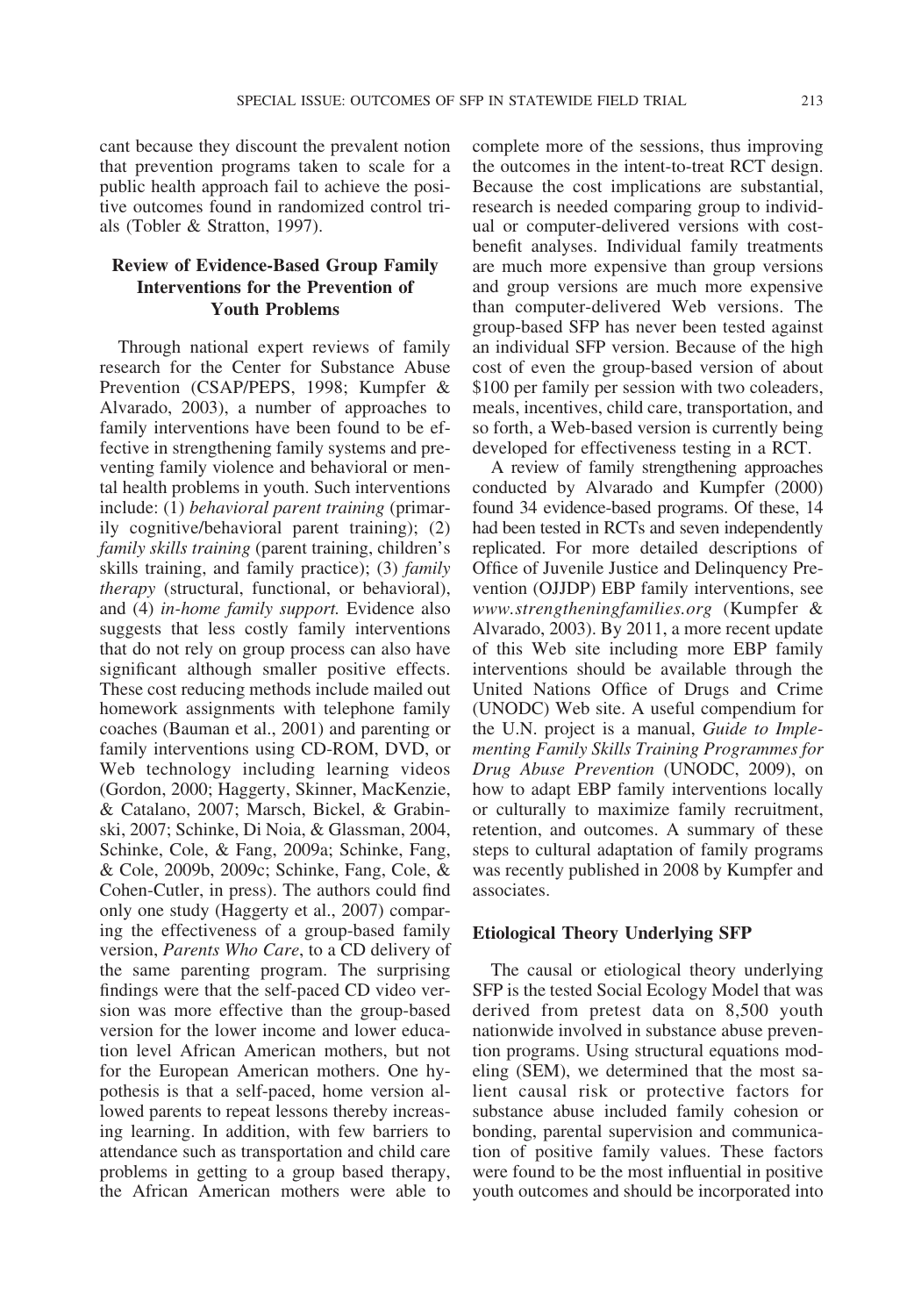cant because they discount the prevalent notion that prevention programs taken to scale for a public health approach fail to achieve the positive outcomes found in randomized control trials (Tobler & Stratton, 1997).

## Review of Evidence-Based Group Family Interventions for the Prevention of Youth Problems

Through national expert reviews of family research for the Center for Substance Abuse Prevention (CSAP/PEPS, 1998; Kumpfer & Alvarado, 2003), a number of approaches to family interventions have been found to be effective in strengthening family systems and preventing family violence and behavioral or mental health problems in youth. Such interventions include: (1) *behavioral parent training* (primarily cognitive/behavioral parent training); (2) *family skills training* (parent training, children's skills training, and family practice); (3) *family therapy* (structural, functional, or behavioral), and (4) *in-home family support.* Evidence also suggests that less costly family interventions that do not rely on group process can also have significant although smaller positive effects. These cost reducing methods include mailed out homework assignments with telephone family coaches (Bauman et al., 2001) and parenting or family interventions using CD-ROM, DVD, or Web technology including learning videos (Gordon, 2000; Haggerty, Skinner, MacKenzie, & Catalano, 2007; Marsch, Bickel, & Grabinski, 2007; Schinke, Di Noia, & Glassman, 2004, Schinke, Cole, & Fang, 2009a; Schinke, Fang, & Cole, 2009b, 2009c; Schinke, Fang, Cole, & Cohen-Cutler, in press). The authors could find only one study (Haggerty et al., 2007) comparing the effectiveness of a group-based family version, *Parents Who Care*, to a CD delivery of the same parenting program. The surprising findings were that the self-paced CD video version was more effective than the group-based version for the lower income and lower education level African American mothers, but not for the European American mothers. One hypothesis is that a self-paced, home version allowed parents to repeat lessons thereby increasing learning. In addition, with few barriers to attendance such as transportation and child care problems in getting to a group based therapy, the African American mothers were able to complete more of the sessions, thus improving the outcomes in the intent-to-treat RCT design. Because the cost implications are substantial, research is needed comparing group to individual or computer-delivered versions with cost-benefit analyses. Individual family treatments are much more expensive than group versions and group versions are much more expensive than computer-delivered Web versions. The group-based SFP has never been tested against an individual SFP version. Because of the high cost of even the group-based version of about \$100 per family per session with two coleaders, meals, incentives, child care, transportation, and so forth, a Web-based version is currently being developed for effectiveness testing in a RCT.

A review of family strengthening approaches conducted by Alvarado and Kumpfer (2000) found 34 evidence-based programs. Of these, 14 had been tested in RCTs and seven independently replicated. For more detailed descriptions of Office of Juvenile Justice and Delinquency Prevention (OJJDP) EBP family interventions, see *www.strengtheningfamilies.org* (Kumpfer & Alvarado, 2003). By 2011, a more recent update of this Web site including more EBP family interventions should be available through the United Nations Office of Drugs and Crime (UNODC) Web site. A useful compendium for the U.N. project is a manual, *Guide to Implementing Family Skills Training Programmes for Drug Abuse Prevention* (UNODC, 2009), on how to adapt EBP family interventions locally or culturally to maximize family recruitment, retention, and outcomes. A summary of these steps to cultural adaptation of family programs was recently published in 2008 by Kumpfer and associates.

### Etiological Theory Underlying SFP

The causal or etiological theory underlying SFP is the tested Social Ecology Model that was derived from pretest data on 8,500 youth nationwide involved in substance abuse prevention programs. Using structural equations modeling (SEM), we determined that the most salient causal risk or protective factors for substance abuse included family cohesion or bonding, parental supervision and communication of positive family values. These factors were found to be the most influential in positive youth outcomes and should be incorporated into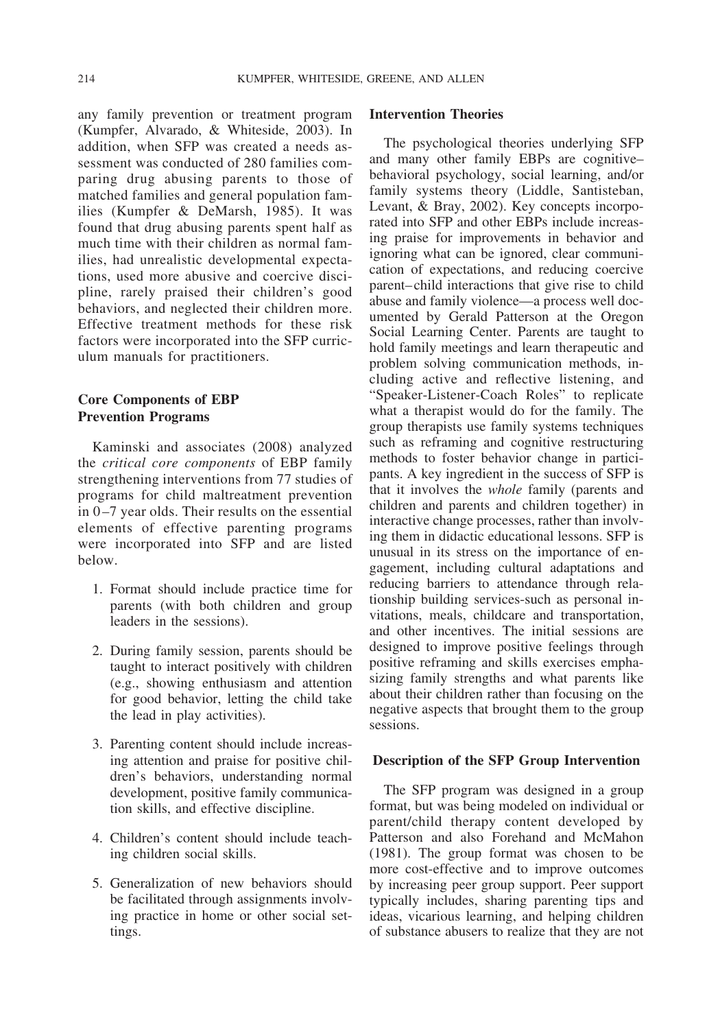any family prevention or treatment program (Kumpfer, Alvarado, & Whiteside, 2003). In addition, when SFP was created a needs assessment was conducted of 280 families comparing drug abusing parents to those of matched families and general population families (Kumpfer & DeMarsh, 1985). It was found that drug abusing parents spent half as much time with their children as normal families, had unrealistic developmental expectations, used more abusive and coercive discipline, rarely praised their children's good behaviors, and neglected their children more. Effective treatment methods for these risk factors were incorporated into the SFP curriculum manuals for practitioners.

## Core Components of EBP Prevention Programs

Kaminski and associates (2008) analyzed the *critical core components* of EBP family strengthening interventions from 77 studies of programs for child maltreatment prevention in 0–7 year olds. Their results on the essential elements of effective parenting programs were incorporated into SFP and are listed below.

1. Format should include practice time for parents (with both children and group leaders in the sessions).
2. During family session, parents should be taught to interact positively with children (e.g., showing enthusiasm and attention for good behavior, letting the child take the lead in play activities).
3. Parenting content should include increasing attention and praise for positive children's behaviors, understanding normal development, positive family communication skills, and effective discipline.
4. Children's content should include teaching children social skills.
5. Generalization of new behaviors should be facilitated through assignments involving practice in home or other social settings.

## Intervention Theories

The psychological theories underlying SFP and many other family EBPs are cognitive–behavioral psychology, social learning, and/or family systems theory (Liddle, Santisteban, Levant, & Bray, 2002). Key concepts incorporated into SFP and other EBPs include increasing praise for improvements in behavior and ignoring what can be ignored, clear communication of expectations, and reducing coercive parent–child interactions that give rise to child abuse and family violence—a process well documented by Gerald Patterson at the Oregon Social Learning Center. Parents are taught to hold family meetings and learn therapeutic and problem solving communication methods, including active and reflective listening, and "Speaker-Listener-Coach Roles" to replicate what a therapist would do for the family. The group therapists use family systems techniques such as reframing and cognitive restructuring methods to foster behavior change in participants. A key ingredient in the success of SFP is that it involves the *whole* family (parents and children and parents and children together) in interactive change processes, rather than involving them in didactic educational lessons. SFP is unusual in its stress on the importance of engagement, including cultural adaptations and reducing barriers to attendance through relationship building services-such as personal invitations, meals, childcare and transportation, and other incentives. The initial sessions are designed to improve positive feelings through positive reframing and skills exercises emphasizing family strengths and what parents like about their children rather than focusing on the negative aspects that brought them to the group sessions.

## Description of the SFP Group Intervention

The SFP program was designed in a group format, but was being modeled on individual or parent/child therapy content developed by Patterson and also Forehand and McMahon (1981). The group format was chosen to be more cost-effective and to improve outcomes by increasing peer group support. Peer support typically includes, sharing parenting tips and ideas, vicarious learning, and helping children of substance abusers to realize that they are not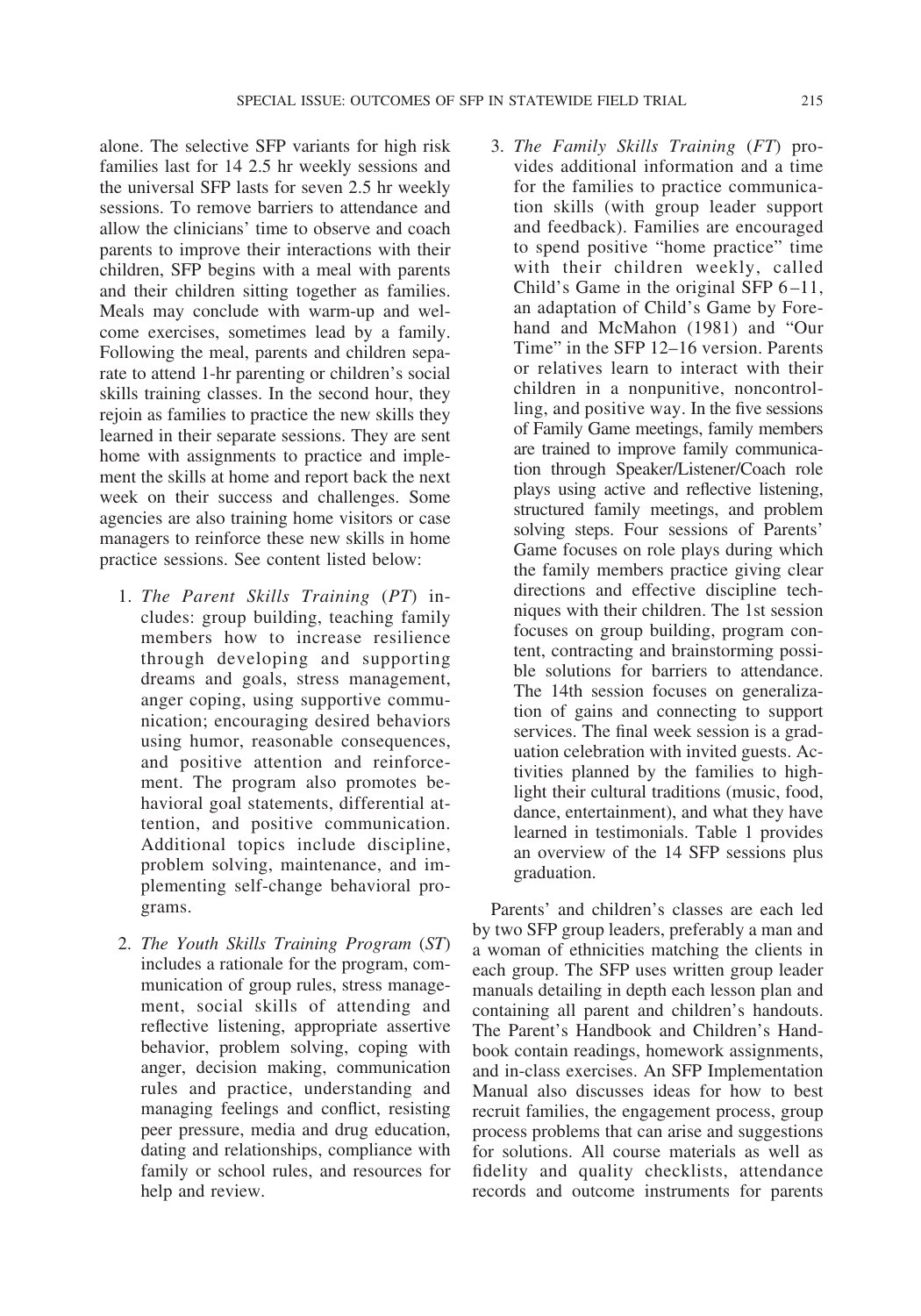alone. The selective SFP variants for high risk families last for 14 2.5 hr weekly sessions and the universal SFP lasts for seven 2.5 hr weekly sessions. To remove barriers to attendance and allow the clinicians' time to observe and coach parents to improve their interactions with their children, SFP begins with a meal with parents and their children sitting together as families. Meals may conclude with warm-up and welcome exercises, sometimes lead by a family. Following the meal, parents and children separate to attend 1-hr parenting or children's social skills training classes. In the second hour, they rejoin as families to practice the new skills they learned in their separate sessions. They are sent home with assignments to practice and implement the skills at home and report back the next week on their success and challenges. Some agencies are also training home visitors or case managers to reinforce these new skills in home practice sessions. See content listed below:

1. *The Parent Skills Training* (*PT*) includes: group building, teaching family members how to increase resilience through developing and supporting dreams and goals, stress management, anger coping, using supportive communication; encouraging desired behaviors using humor, reasonable consequences, and positive attention and reinforcement. The program also promotes behavioral goal statements, differential attention, and positive communication. Additional topics include discipline, problem solving, maintenance, and implementing self-change behavioral programs.

2. *The Youth Skills Training Program* (*ST*) includes a rationale for the program, communication of group rules, stress management, social skills of attending and reflective listening, appropriate assertive behavior, problem solving, coping with anger, decision making, communication rules and practice, understanding and managing feelings and conflict, resisting peer pressure, media and drug education, dating and relationships, compliance with family or school rules, and resources for help and review.

3. *The Family Skills Training* (*FT*) provides additional information and a time for the families to practice communication skills (with group leader support and feedback). Families are encouraged to spend positive "home practice" time with their children weekly, called Child's Game in the original SFP 6–11, an adaptation of Child's Game by Forehand and McMahon (1981) and "Our Time" in the SFP 12–16 version. Parents or relatives learn to interact with their children in a nonpunitive, noncontrolling, and positive way. In the five sessions of Family Game meetings, family members are trained to improve family communication through Speaker/Listener/Coach role plays using active and reflective listening, structured family meetings, and problem solving steps. Four sessions of Parents' Game focuses on role plays during which the family members practice giving clear directions and effective discipline techniques with their children. The 1st session focuses on group building, program content, contracting and brainstorming possible solutions for barriers to attendance. The 14th session focuses on generalization of gains and connecting to support services. The final week session is a graduation celebration with invited guests. Activities planned by the families to highlight their cultural traditions (music, food, dance, entertainment), and what they have learned in testimonials. Table 1 provides an overview of the 14 SFP sessions plus graduation.

Parents' and children's classes are each led by two SFP group leaders, preferably a man and a woman of ethnicities matching the clients in each group. The SFP uses written group leader manuals detailing in depth each lesson plan and containing all parent and children's handouts. The Parent's Handbook and Children's Handbook contain readings, homework assignments, and in-class exercises. An SFP Implementation Manual also discusses ideas for how to best recruit families, the engagement process, group process problems that can arise and suggestions for solutions. All course materials as well as fidelity and quality checklists, attendance records and outcome instruments for parents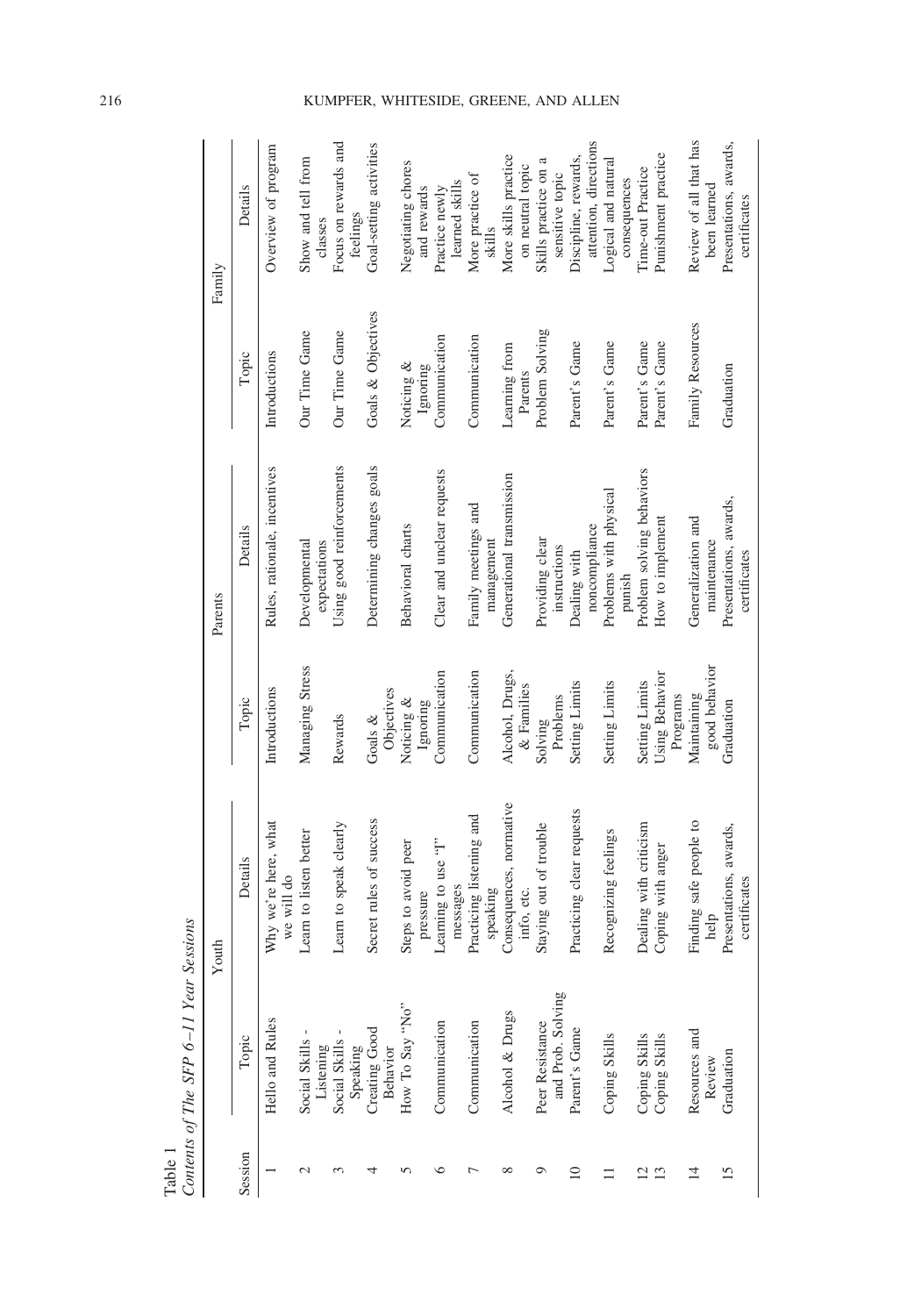Table 1
*Contents of The SFP 6–11 Year Sessions*

| Session | Youth | | Parents | | Family | |
|---|---|---|---|---|---|---|
| | Topic | Details | Topic | Details | Topic | Details |
| 1 | Hello and Rules | Why we're here, what we will do | Introductions | Rules, rationale, incentives | Introductions | Overview of program |
| 2 | Social Skills - Listening | Learn to listen better | Managing Stress | Developmental expectations | Our Time Game | Show and tell from classes |
| 3 | Social Skills - Speaking | Learn to speak clearly | Rewards | Using good reinforcements | Our Time Game | Focus on rewards and feelings |
| 4 | Creating Good Behavior | Secret rules of success | Goals & Objectives | Determining changes goals | Goals & Objectives | Goal-setting activities |
| 5 | How To Say "No" | Steps to avoid peer pressure | Noticing & Ignoring | Behavioral charts | Noticing & Ignoring | Negotiating chores and rewards |
| 6 | Communication | Learning to use "I" messages | Communication | Clear and unclear requests | Communication | Practice newly learned skills |
| 7 | Communication | Practicing listening and speaking | Communication | Family meetings and management | Communication | More practice of skills |
| 8 | Alcohol & Drugs | Consequences, normative info, etc. | Alcohol, Drugs, & Families | Generational transmission | Learning from Parents | More skills practice on neutral topic |
| 9 | Peer Resistance and Prob. Solving | Staying out of trouble | Solving Problems | Providing clear instructions | Problem Solving | Skills practice on a sensitive topic |
| 10 | Parent's Game | Practicing clear requests | Setting Limits | Dealing with noncompliance | Parent's Game | Discipline, rewards, attention, directions |
| 11 | Coping Skills | Recognizing feelings | Setting Limits | Problems with physical punish | Parent's Game | Logical and natural consequences |
| 12 | Coping Skills | Dealing with criticism | Setting Limits | Problem solving behaviors | Parent's Game | Time-out Practice |
| 13 | Coping Skills | Coping with anger | Using Behavior Programs | How to implement | Parent's Game | Punishment practice |
| 14 | Resources and Review | Finding safe people to help | Maintaining good behavior | Generalization and maintenance | Family Resources | Review of all that has been learned |
| 15 | Graduation | Presentations, awards, certificates | Graduation | Presentations, awards, certificates | Graduation | Presentations, awards, certificates |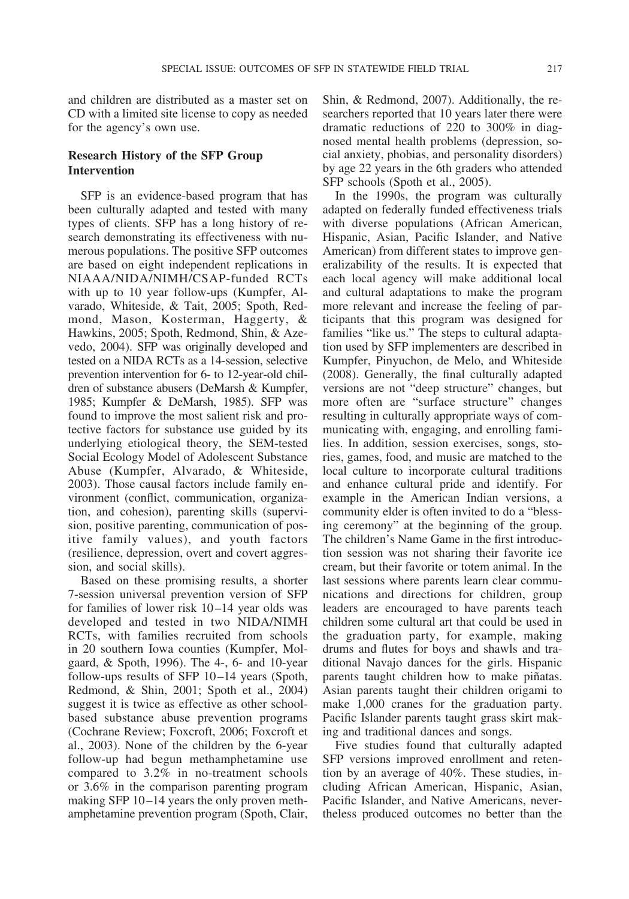and children are distributed as a master set on CD with a limited site license to copy as needed for the agency's own use.

## Research History of the SFP Group Intervention

SFP is an evidence-based program that has been culturally adapted and tested with many types of clients. SFP has a long history of research demonstrating its effectiveness with numerous populations. The positive SFP outcomes are based on eight independent replications in NIAAA/NIDA/NIMH/CSAP-funded RCTs with up to 10 year follow-ups (Kumpfer, Alvarado, Whiteside, & Tait, 2005; Spoth, Redmond, Mason, Kosterman, Haggerty, & Hawkins, 2005; Spoth, Redmond, Shin, & Azevedo, 2004). SFP was originally developed and tested on a NIDA RCTs as a 14-session, selective prevention intervention for 6- to 12-year-old children of substance abusers (DeMarsh & Kumpfer, 1985; Kumpfer & DeMarsh, 1985). SFP was found to improve the most salient risk and protective factors for substance use guided by its underlying etiological theory, the SEM-tested Social Ecology Model of Adolescent Substance Abuse (Kumpfer, Alvarado, & Whiteside, 2003). Those causal factors include family environment (conflict, communication, organization, and cohesion), parenting skills (supervision, positive parenting, communication of positive family values), and youth factors (resilience, depression, overt and covert aggression, and social skills).

Based on these promising results, a shorter 7-session universal prevention version of SFP for families of lower risk 10–14 year olds was developed and tested in two NIDA/NIMH RCTs, with families recruited from schools in 20 southern Iowa counties (Kumpfer, Molgaard, & Spoth, 1996). The 4-, 6- and 10-year follow-ups results of SFP 10–14 years (Spoth, Redmond, & Shin, 2001; Spoth et al., 2004) suggest it is twice as effective as other school-based substance abuse prevention programs (Cochrane Review; Foxcroft, 2006; Foxcroft et al., 2003). None of the children by the 6-year follow-up had begun methamphetamine use compared to 3.2% in no-treatment schools or 3.6% in the comparison parenting program making SFP 10–14 years the only proven methamphetamine prevention program (Spoth, Clair, Shin, & Redmond, 2007). Additionally, the researchers reported that 10 years later there were dramatic reductions of 220 to 300% in diagnosed mental health problems (depression, social anxiety, phobias, and personality disorders) by age 22 years in the 6th graders who attended SFP schools (Spoth et al., 2005).

In the 1990s, the program was culturally adapted on federally funded effectiveness trials with diverse populations (African American, Hispanic, Asian, Pacific Islander, and Native American) from different states to improve generalizability of the results. It is expected that each local agency will make additional local and cultural adaptations to make the program more relevant and increase the feeling of participants that this program was designed for families "like us." The steps to cultural adaptation used by SFP implementers are described in Kumpfer, Pinyuchon, de Melo, and Whiteside (2008). Generally, the final culturally adapted versions are not "deep structure" changes, but more often are "surface structure" changes resulting in culturally appropriate ways of communicating with, engaging, and enrolling families. In addition, session exercises, songs, stories, games, food, and music are matched to the local culture to incorporate cultural traditions and enhance cultural pride and identify. For example in the American Indian versions, a community elder is often invited to do a "blessing ceremony" at the beginning of the group. The children's Name Game in the first introduction session was not sharing their favorite ice cream, but their favorite or totem animal. In the last sessions where parents learn clear communications and directions for children, group leaders are encouraged to have parents teach children some cultural art that could be used in the graduation party, for example, making drums and flutes for boys and shawls and traditional Navajo dances for the girls. Hispanic parents taught children how to make piñatas. Asian parents taught their children origami to make 1,000 cranes for the graduation party. Pacific Islander parents taught grass skirt making and traditional dances and songs.

Five studies found that culturally adapted SFP versions improved enrollment and retention by an average of 40%. These studies, including African American, Hispanic, Asian, Pacific Islander, and Native Americans, nevertheless produced outcomes no better than the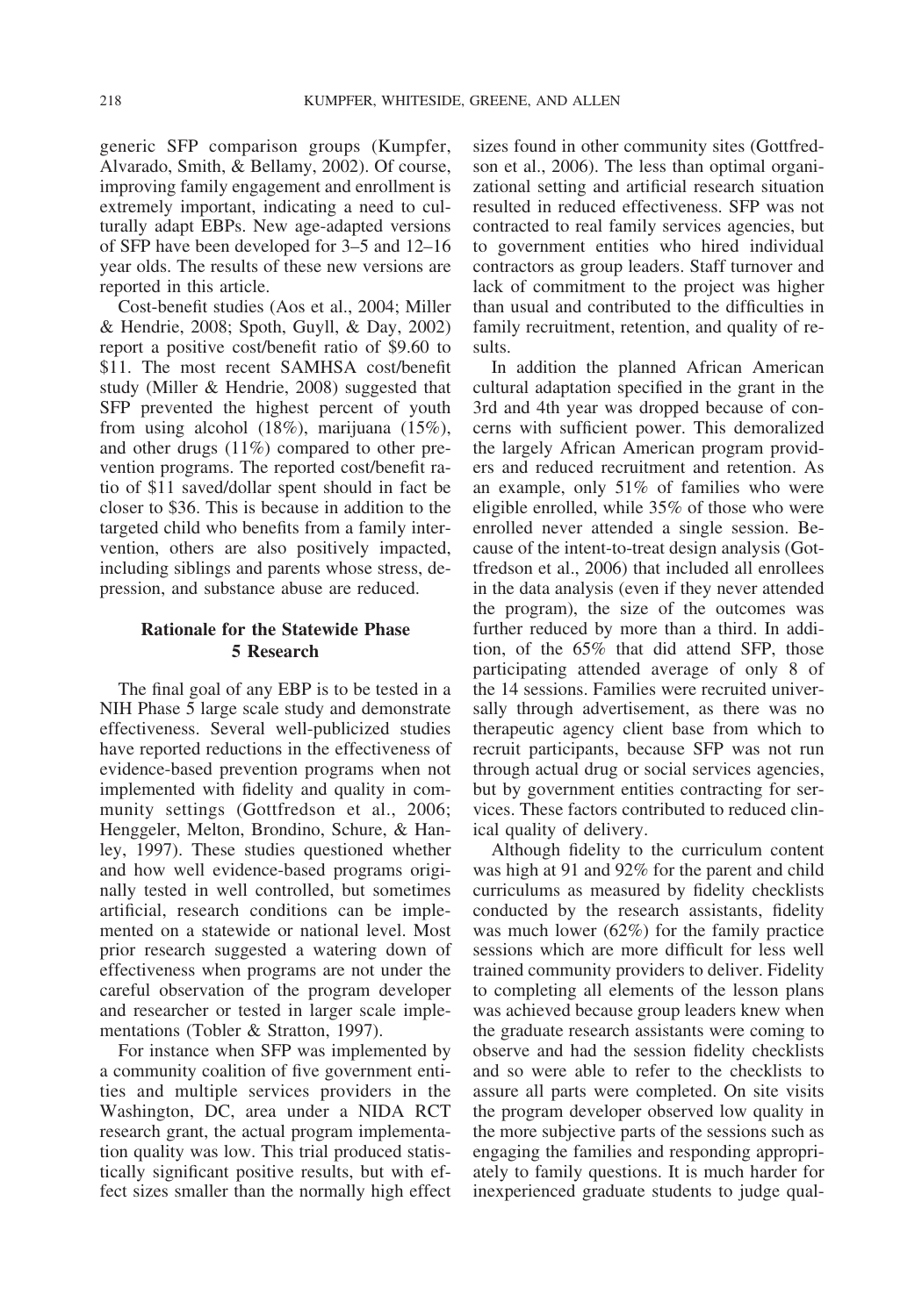generic SFP comparison groups (Kumpfer, Alvarado, Smith, & Bellamy, 2002). Of course, improving family engagement and enrollment is extremely important, indicating a need to culturally adapt EBPs. New age-adapted versions of SFP have been developed for 3–5 and 12–16 year olds. The results of these new versions are reported in this article.

Cost-benefit studies (Aos et al., 2004; Miller & Hendrie, 2008; Spoth, Guyll, & Day, 2002) report a positive cost/benefit ratio of $9.60 to $11. The most recent SAMHSA cost/benefit study (Miller & Hendrie, 2008) suggested that SFP prevented the highest percent of youth from using alcohol (18%), marijuana (15%), and other drugs (11%) compared to other prevention programs. The reported cost/benefit ratio of $11 saved/dollar spent should in fact be closer to $36. This is because in addition to the targeted child who benefits from a family intervention, others are also positively impacted, including siblings and parents whose stress, depression, and substance abuse are reduced.

## Rationale for the Statewide Phase 5 Research

The final goal of any EBP is to be tested in a NIH Phase 5 large scale study and demonstrate effectiveness. Several well-publicized studies have reported reductions in the effectiveness of evidence-based prevention programs when not implemented with fidelity and quality in community settings (Gottfredson et al., 2006; Henggeler, Melton, Brondino, Schure, & Hanley, 1997). These studies questioned whether and how well evidence-based programs originally tested in well controlled, but sometimes artificial, research conditions can be implemented on a statewide or national level. Most prior research suggested a watering down of effectiveness when programs are not under the careful observation of the program developer and researcher or tested in larger scale implementations (Tobler & Stratton, 1997).

For instance when SFP was implemented by a community coalition of five government entities and multiple services providers in the Washington, DC, area under a NIDA RCT research grant, the actual program implementation quality was low. This trial produced statistically significant positive results, but with effect sizes smaller than the normally high effect sizes found in other community sites (Gottfredson et al., 2006). The less than optimal organizational setting and artificial research situation resulted in reduced effectiveness. SFP was not contracted to real family services agencies, but to government entities who hired individual contractors as group leaders. Staff turnover and lack of commitment to the project was higher than usual and contributed to the difficulties in family recruitment, retention, and quality of results.

In addition the planned African American cultural adaptation specified in the grant in the 3rd and 4th year was dropped because of concerns with sufficient power. This demoralized the largely African American program providers and reduced recruitment and retention. As an example, only 51% of families who were eligible enrolled, while 35% of those who were enrolled never attended a single session. Because of the intent-to-treat design analysis (Gottfredson et al., 2006) that included all enrollees in the data analysis (even if they never attended the program), the size of the outcomes was further reduced by more than a third. In addition, of the 65% that did attend SFP, those participating attended average of only 8 of the 14 sessions. Families were recruited universally through advertisement, as there was no therapeutic agency client base from which to recruit participants, because SFP was not run through actual drug or social services agencies, but by government entities contracting for services. These factors contributed to reduced clinical quality of delivery.

Although fidelity to the curriculum content was high at 91 and 92% for the parent and child curriculums as measured by fidelity checklists conducted by the research assistants, fidelity was much lower (62%) for the family practice sessions which are more difficult for less well trained community providers to deliver. Fidelity to completing all elements of the lesson plans was achieved because group leaders knew when the graduate research assistants were coming to observe and had the session fidelity checklists and so were able to refer to the checklists to assure all parts were completed. On site visits the program developer observed low quality in the more subjective parts of the sessions such as engaging the families and responding appropriately to family questions. It is much harder for inexperienced graduate students to judge qual-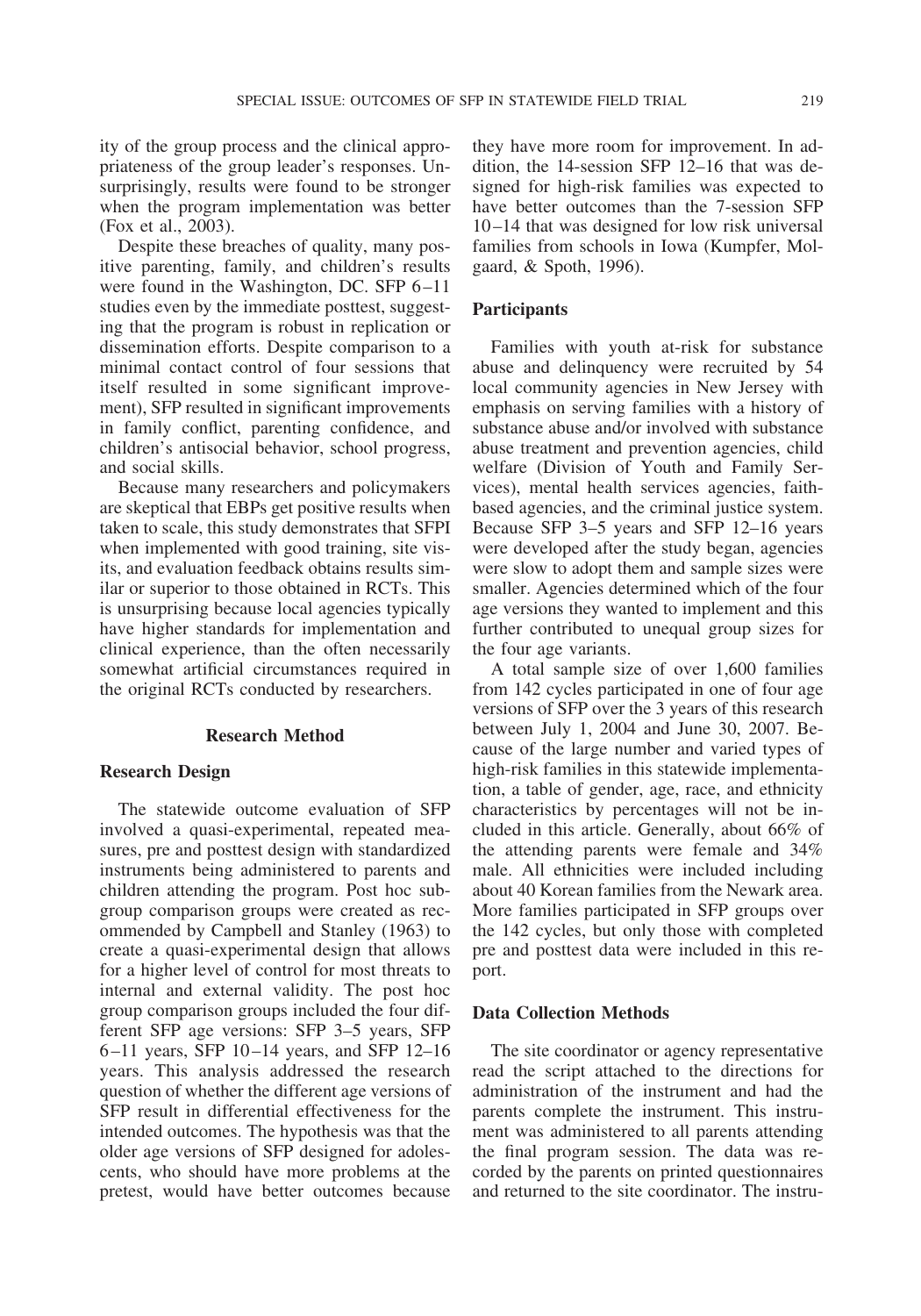ity of the group process and the clinical appropriateness of the group leader's responses. Unsurprisingly, results were found to be stronger when the program implementation was better (Fox et al., 2003).

Despite these breaches of quality, many positive parenting, family, and children's results were found in the Washington, DC. SFP 6–11 studies even by the immediate posttest, suggesting that the program is robust in replication or dissemination efforts. Despite comparison to a minimal contact control of four sessions that itself resulted in some significant improvement), SFP resulted in significant improvements in family conflict, parenting confidence, and children's antisocial behavior, school progress, and social skills.

Because many researchers and policymakers are skeptical that EBPs get positive results when taken to scale, this study demonstrates that SFPI when implemented with good training, site visits, and evaluation feedback obtains results similar or superior to those obtained in RCTs. This is unsurprising because local agencies typically have higher standards for implementation and clinical experience, than the often necessarily somewhat artificial circumstances required in the original RCTs conducted by researchers.

## Research Method

### Research Design

The statewide outcome evaluation of SFP involved a quasi-experimental, repeated measures, pre and posttest design with standardized instruments being administered to parents and children attending the program. Post hoc subgroup comparison groups were created as recommended by Campbell and Stanley (1963) to create a quasi-experimental design that allows for a higher level of control for most threats to internal and external validity. The post hoc group comparison groups included the four different SFP age versions: SFP 3–5 years, SFP 6–11 years, SFP 10–14 years, and SFP 12–16 years. This analysis addressed the research question of whether the different age versions of SFP result in differential effectiveness for the intended outcomes. The hypothesis was that the older age versions of SFP designed for adolescents, who should have more problems at the pretest, would have better outcomes because they have more room for improvement. In addition, the 14-session SFP 12–16 that was designed for high-risk families was expected to have better outcomes than the 7-session SFP 10–14 that was designed for low risk universal families from schools in Iowa (Kumpfer, Molgaard, & Spoth, 1996).

### Participants

Families with youth at-risk for substance abuse and delinquency were recruited by 54 local community agencies in New Jersey with emphasis on serving families with a history of substance abuse and/or involved with substance abuse treatment and prevention agencies, child welfare (Division of Youth and Family Services), mental health services agencies, faith-based agencies, and the criminal justice system. Because SFP 3–5 years and SFP 12–16 years were developed after the study began, agencies were slow to adopt them and sample sizes were smaller. Agencies determined which of the four age versions they wanted to implement and this further contributed to unequal group sizes for the four age variants.

A total sample size of over 1,600 families from 142 cycles participated in one of four age versions of SFP over the 3 years of this research between July 1, 2004 and June 30, 2007. Because of the large number and varied types of high-risk families in this statewide implementation, a table of gender, age, race, and ethnicity characteristics by percentages will not be included in this article. Generally, about 66% of the attending parents were female and 34% male. All ethnicities were included including about 40 Korean families from the Newark area. More families participated in SFP groups over the 142 cycles, but only those with completed pre and posttest data were included in this report.

### Data Collection Methods

The site coordinator or agency representative read the script attached to the directions for administration of the instrument and had the parents complete the instrument. This instrument was administered to all parents attending the final program session. The data was recorded by the parents on printed questionnaires and returned to the site coordinator. The instru-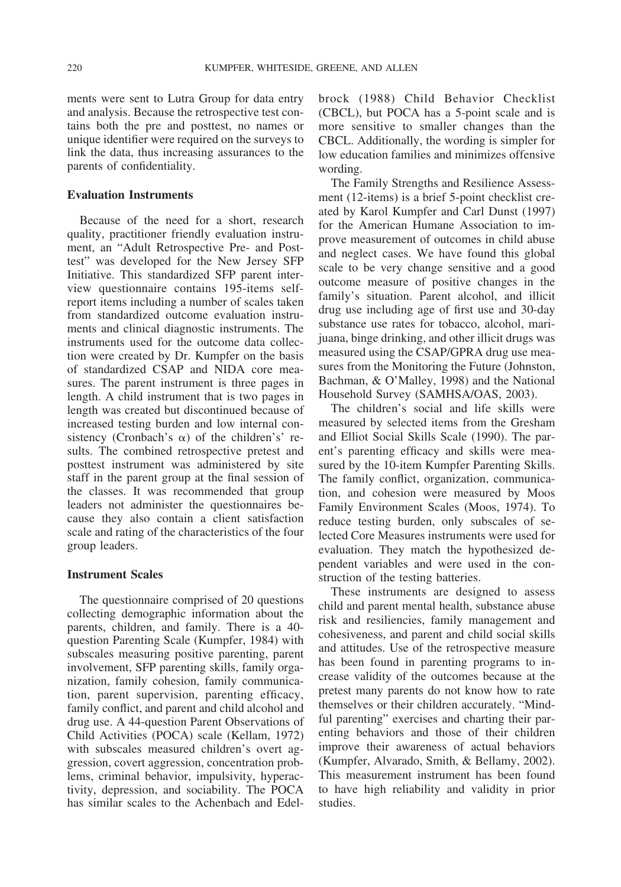ments were sent to Lutra Group for data entry and analysis. Because the retrospective test contains both the pre and posttest, no names or unique identifier were required on the surveys to link the data, thus increasing assurances to the parents of confidentiality.

## Evaluation Instruments

Because of the need for a short, research quality, practitioner friendly evaluation instrument, an "Adult Retrospective Pre- and Posttest" was developed for the New Jersey SFP Initiative. This standardized SFP parent interview questionnaire contains 195-items self-report items including a number of scales taken from standardized outcome evaluation instruments and clinical diagnostic instruments. The instruments used for the outcome data collection were created by Dr. Kumpfer on the basis of standardized CSAP and NIDA core measures. The parent instrument is three pages in length. A child instrument that is two pages in length was created but discontinued because of increased testing burden and low internal consistency (Cronbach's $\alpha$) of the childrens' results. The combined retrospective pretest and posttest instrument was administered by site staff in the parent group at the final session of the classes. It was recommended that group leaders not administer the questionnaires because they also contain a client satisfaction scale and rating of the characteristics of the four group leaders.

## Instrument Scales

The questionnaire comprised of 20 questions collecting demographic information about the parents, children, and family. There is a 40-question Parenting Scale (Kumpfer, 1984) with subscales measuring positive parenting, parent involvement, SFP parenting skills, family organization, family cohesion, family communication, parent supervision, parenting efficacy, family conflict, and parent and child alcohol and drug use. A 44-question Parent Observations of Child Activities (POCA) scale (Kellam, 1972) with subscales measured children's overt aggression, covert aggression, concentration problems, criminal behavior, impulsivity, hyperactivity, depression, and sociability. The POCA has similar scales to the Achenbach and Edelbrock (1988) Child Behavior Checklist (CBCL), but POCA has a 5-point scale and is more sensitive to smaller changes than the CBCL. Additionally, the wording is simpler for low education families and minimizes offensive wording.

The Family Strengths and Resilience Assessment (12-items) is a brief 5-point checklist created by Karol Kumpfer and Carl Dunst (1997) for the American Humane Association to improve measurement of outcomes in child abuse and neglect cases. We have found this global scale to be very change sensitive and a good outcome measure of positive changes in the family's situation. Parent alcohol, and illicit drug use including age of first use and 30-day substance use rates for tobacco, alcohol, marijuana, binge drinking, and other illicit drugs was measured using the CSAP/GPRA drug use measures from the Monitoring the Future (Johnston, Bachman, & O'Malley, 1998) and the National Household Survey (SAMHSA/OAS, 2003).

The children's social and life skills were measured by selected items from the Gresham and Elliot Social Skills Scale (1990). The parent's parenting efficacy and skills were measured by the 10-item Kumpfer Parenting Skills. The family conflict, organization, communication, and cohesion were measured by Moos Family Environment Scales (Moos, 1974). To reduce testing burden, only subscales of selected Core Measures instruments were used for evaluation. They match the hypothesized dependent variables and were used in the construction of the testing batteries.

These instruments are designed to assess child and parent mental health, substance abuse risk and resiliencies, family management and cohesiveness, and parent and child social skills and attitudes. Use of the retrospective measure has been found in parenting programs to increase validity of the outcomes because at the pretest many parents do not know how to rate themselves or their children accurately. "Mindful parenting" exercises and charting their parenting behaviors and those of their children improve their awareness of actual behaviors (Kumpfer, Alvarado, Smith, & Bellamy, 2002). This measurement instrument has been found to have high reliability and validity in prior studies.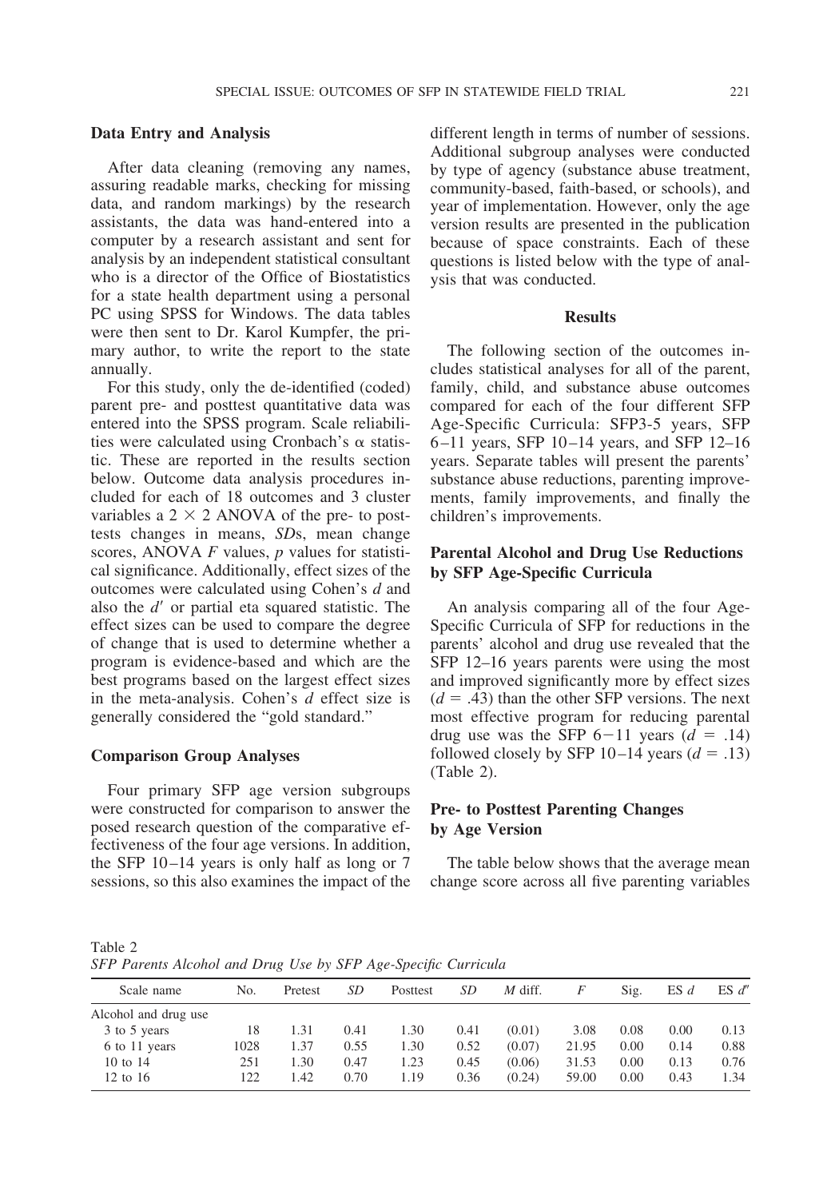### Data Entry and Analysis

After data cleaning (removing any names, assuring readable marks, checking for missing data, and random markings) by the research assistants, the data was hand-entered into a computer by a research assistant and sent for analysis by an independent statistical consultant who is a director of the Office of Biostatistics for a state health department using a personal PC using SPSS for Windows. The data tables were then sent to Dr. Karol Kumpfer, the primary author, to write the report to the state annually.

For this study, only the de-identified (coded) parent pre- and posttest quantitative data was entered into the SPSS program. Scale reliabilities were calculated using Cronbach's $\alpha$ statistic. These are reported in the results section below. Outcome data analysis procedures included for each of 18 outcomes and 3 cluster variables a $2 \times 2$ ANOVA of the pre- to posttests changes in means, *SD*s, mean change scores, ANOVA *F* values, *p* values for statistical significance. Additionally, effect sizes of the outcomes were calculated using Cohen's *d* and also the $d'$ or partial eta squared statistic. The effect sizes can be used to compare the degree of change that is used to determine whether a program is evidence-based and which are the best programs based on the largest effect sizes in the meta-analysis. Cohen's *d* effect size is generally considered the "gold standard."

### Comparison Group Analyses

Four primary SFP age version subgroups were constructed for comparison to answer the posed research question of the comparative effectiveness of the four age versions. In addition, the SFP 10–14 years is only half as long or 7 sessions, so this also examines the impact of the different length in terms of number of sessions. Additional subgroup analyses were conducted by type of agency (substance abuse treatment, community-based, faith-based, or schools), and year of implementation. However, only the age version results are presented in the publication because of space constraints. Each of these questions is listed below with the type of analysis that was conducted.

## Results

The following section of the outcomes includes statistical analyses for all of the parent, family, child, and substance abuse outcomes compared for each of the four different SFP Age-Specific Curricula: SFP3-5 years, SFP 6–11 years, SFP 10–14 years, and SFP 12–16 years. Separate tables will present the parents' substance abuse reductions, parenting improvements, family improvements, and finally the children's improvements.

### Parental Alcohol and Drug Use Reductions by SFP Age-Specific Curricula

An analysis comparing all of the four Age-Specific Curricula of SFP for reductions in the parents' alcohol and drug use revealed that the SFP 12–16 years parents were using the most and improved significantly more by effect sizes ($d = .43$) than the other SFP versions. The next most effective program for reducing parental drug use was the SFP 6−11 years ($d = .14$) followed closely by SFP 10–14 years ($d = .13$) (Table 2).

### Pre- to Posttest Parenting Changes by Age Version

The table below shows that the average mean change score across all five parenting variables

Table 2
*SFP Parents Alcohol and Drug Use by SFP Age-Specific Curricula*

| Scale name | No. | Pretest | *SD* | Posttest | *SD* | *M* diff. | *F* | Sig. | ES *d* | ES $d''$ |
|---|---|---|---|---|---|---|---|---|---|---|
| Alcohol and drug use | | | | | | | | | | |
| 3 to 5 years | 18 | 1.31 | 0.41 | 1.30 | 0.41 | (0.01) | 3.08 | 0.08 | 0.00 | 0.13 |
| 6 to 11 years | 1028 | 1.37 | 0.55 | 1.30 | 0.52 | (0.07) | 21.95 | 0.00 | 0.14 | 0.88 |
| 10 to 14 | 251 | 1.30 | 0.47 | 1.23 | 0.45 | (0.06) | 31.53 | 0.00 | 0.13 | 0.76 |
| 12 to 16 | 122 | 1.42 | 0.70 | 1.19 | 0.36 | (0.24) | 59.00 | 0.00 | 0.43 | 1.34 |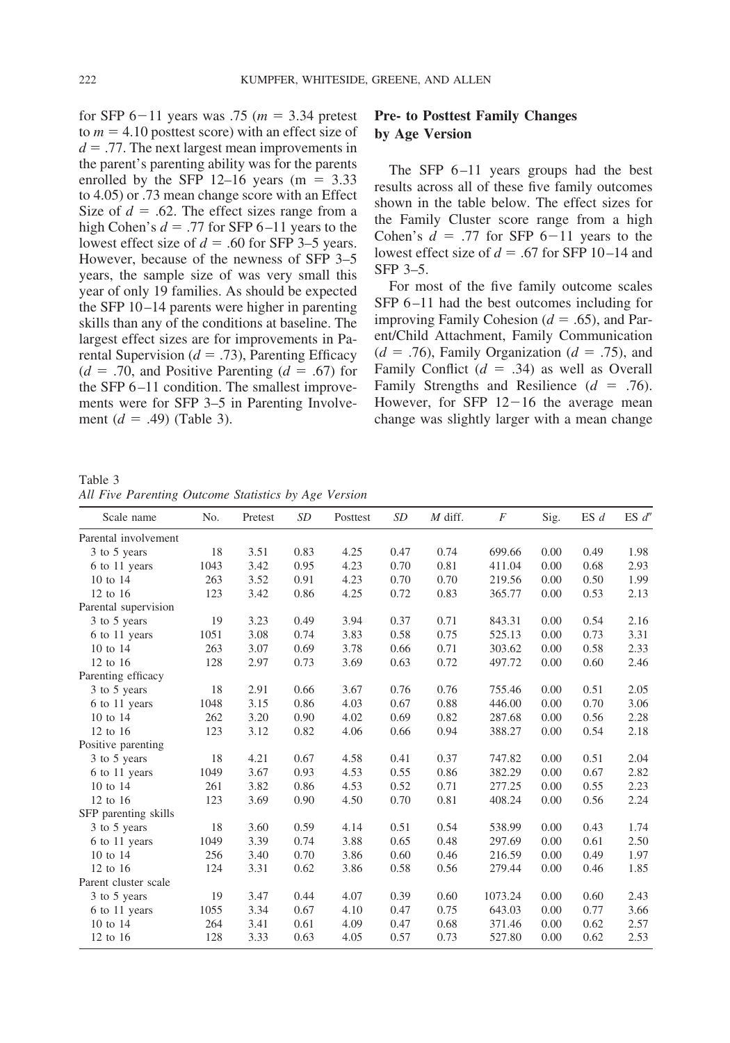for SFP 6−11 years was .75 ($m$ = 3.34 pretest to $m$ = 4.10 posttest score) with an effect size of $d$ = .77. The next largest mean improvements in the parent's parenting ability was for the parents enrolled by the SFP 12–16 years (m = 3.33 to 4.05) or .73 mean change score with an Effect Size of $d$ = .62. The effect sizes range from a high Cohen's $d$ = .77 for SFP 6–11 years to the lowest effect size of $d$ = .60 for SFP 3–5 years. However, because of the newness of SFP 3–5 years, the sample size of was very small this year of only 19 families. As should be expected the SFP 10–14 parents were higher in parenting skills than any of the conditions at baseline. The largest effect sizes are for improvements in Parental Supervision ($d$ = .73), Parenting Efficacy ($d$ = .70, and Positive Parenting ($d$ = .67) for the SFP 6–11 condition. The smallest improvements were for SFP 3–5 in Parenting Involvement ($d$ = .49) (Table 3).

## Pre- to Posttest Family Changes by Age Version

The SFP 6–11 years groups had the best results across all of these five family outcomes shown in the table below. The effect sizes for the Family Cluster score range from a high Cohen's $d$ = .77 for SFP 6−11 years to the lowest effect size of $d$ = .67 for SFP 10–14 and SFP 3–5.

For most of the five family outcome scales SFP 6–11 had the best outcomes including for improving Family Cohesion ($d$ = .65), and Parent/Child Attachment, Family Communication ($d$ = .76), Family Organization ($d$ = .75), and Family Conflict ($d$ = .34) as well as Overall Family Strengths and Resilience ($d$ = .76). However, for SFP 12−16 the average mean change was slightly larger with a mean change

Table 3
*All Five Parenting Outcome Statistics by Age Version*

| Scale name | No. | Pretest | *SD* | Posttest | *SD* | *M* diff. | *F* | Sig. | ES *d* | ES *d*″ |
|---|---|---|---|---|---|---|---|---|---|---|
| Parental involvement | | | | | | | | | | |
| 3 to 5 years | 18 | 3.51 | 0.83 | 4.25 | 0.47 | 0.74 | 699.66 | 0.00 | 0.49 | 1.98 |
| 6 to 11 years | 1043 | 3.42 | 0.95 | 4.23 | 0.70 | 0.81 | 411.04 | 0.00 | 0.68 | 2.93 |
| 10 to 14 | 263 | 3.52 | 0.91 | 4.23 | 0.70 | 0.70 | 219.56 | 0.00 | 0.50 | 1.99 |
| 12 to 16 | 123 | 3.42 | 0.86 | 4.25 | 0.72 | 0.83 | 365.77 | 0.00 | 0.53 | 2.13 |
| Parental supervision | | | | | | | | | | |
| 3 to 5 years | 19 | 3.23 | 0.49 | 3.94 | 0.37 | 0.71 | 843.31 | 0.00 | 0.54 | 2.16 |
| 6 to 11 years | 1051 | 3.08 | 0.74 | 3.83 | 0.58 | 0.75 | 525.13 | 0.00 | 0.73 | 3.31 |
| 10 to 14 | 263 | 3.07 | 0.69 | 3.78 | 0.66 | 0.71 | 303.62 | 0.00 | 0.58 | 2.33 |
| 12 to 16 | 128 | 2.97 | 0.73 | 3.69 | 0.63 | 0.72 | 497.72 | 0.00 | 0.60 | 2.46 |
| Parenting efficacy | | | | | | | | | | |
| 3 to 5 years | 18 | 2.91 | 0.66 | 3.67 | 0.76 | 0.76 | 755.46 | 0.00 | 0.51 | 2.05 |
| 6 to 11 years | 1048 | 3.15 | 0.86 | 4.03 | 0.67 | 0.88 | 446.00 | 0.00 | 0.70 | 3.06 |
| 10 to 14 | 262 | 3.20 | 0.90 | 4.02 | 0.69 | 0.82 | 287.68 | 0.00 | 0.56 | 2.28 |
| 12 to 16 | 123 | 3.12 | 0.82 | 4.06 | 0.66 | 0.94 | 388.27 | 0.00 | 0.54 | 2.18 |
| Positive parenting | | | | | | | | | | |
| 3 to 5 years | 18 | 4.21 | 0.67 | 4.58 | 0.41 | 0.37 | 747.82 | 0.00 | 0.51 | 2.04 |
| 6 to 11 years | 1049 | 3.67 | 0.93 | 4.53 | 0.55 | 0.86 | 382.29 | 0.00 | 0.67 | 2.82 |
| 10 to 14 | 261 | 3.82 | 0.86 | 4.53 | 0.52 | 0.71 | 277.25 | 0.00 | 0.55 | 2.23 |
| 12 to 16 | 123 | 3.69 | 0.90 | 4.50 | 0.70 | 0.81 | 408.24 | 0.00 | 0.56 | 2.24 |
| SFP parenting skills | | | | | | | | | | |
| 3 to 5 years | 18 | 3.60 | 0.59 | 4.14 | 0.51 | 0.54 | 538.99 | 0.00 | 0.43 | 1.74 |
| 6 to 11 years | 1049 | 3.39 | 0.74 | 3.88 | 0.65 | 0.48 | 297.69 | 0.00 | 0.61 | 2.50 |
| 10 to 14 | 256 | 3.40 | 0.70 | 3.86 | 0.60 | 0.46 | 216.59 | 0.00 | 0.49 | 1.97 |
| 12 to 16 | 124 | 3.31 | 0.62 | 3.86 | 0.58 | 0.56 | 279.44 | 0.00 | 0.46 | 1.85 |
| Parent cluster scale | | | | | | | | | | |
| 3 to 5 years | 19 | 3.47 | 0.44 | 4.07 | 0.39 | 0.60 | 1073.24 | 0.00 | 0.60 | 2.43 |
| 6 to 11 years | 1055 | 3.34 | 0.67 | 4.10 | 0.47 | 0.75 | 643.03 | 0.00 | 0.77 | 3.66 |
| 10 to 14 | 264 | 3.41 | 0.61 | 4.09 | 0.47 | 0.68 | 371.46 | 0.00 | 0.62 | 2.57 |
| 12 to 16 | 128 | 3.33 | 0.63 | 4.05 | 0.57 | 0.73 | 527.80 | 0.00 | 0.62 | 2.53 |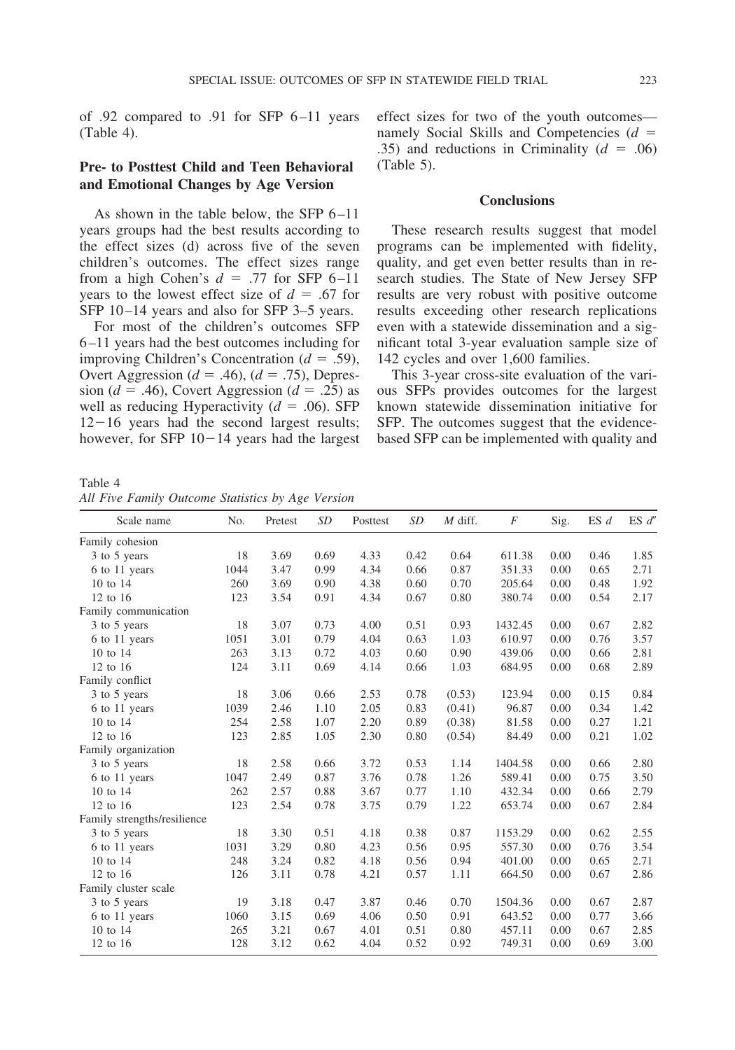of .92 compared to .91 for SFP 6–11 years (Table 4).

## Pre- to Posttest Child and Teen Behavioral and Emotional Changes by Age Version

As shown in the table below, the SFP 6–11 years groups had the best results according to the effect sizes (d) across five of the seven children's outcomes. The effect sizes range from a high Cohen's $d$ = .77 for SFP 6–11 years to the lowest effect size of $d$ = .67 for SFP 10–14 years and also for SFP 3–5 years.

For most of the children's outcomes SFP 6–11 years had the best outcomes including for improving Children's Concentration ($d$ = .59), Overt Aggression ($d$ = .46), ($d$ = .75), Depression ($d$ = .46), Covert Aggression ($d$ = .25) as well as reducing Hyperactivity ($d$ = .06). SFP 12−16 years had the second largest results; however, for SFP 10−14 years had the largest effect sizes for two of the youth outcomes—namely Social Skills and Competencies ($d$ = .35) and reductions in Criminality ($d$ = .06) (Table 5).

## Conclusions

These research results suggest that model programs can be implemented with fidelity, quality, and get even better results than in research studies. The State of New Jersey SFP results are very robust with positive outcome results exceeding other research replications even with a statewide dissemination and a significant total 3-year evaluation sample size of 142 cycles and over 1,600 families.

This 3-year cross-site evaluation of the various SFPs provides outcomes for the largest known statewide dissemination initiative for SFP. The outcomes suggest that the evidence-based SFP can be implemented with quality and

Table 4
*All Five Family Outcome Statistics by Age Version*

| Scale name | No. | Pretest | *SD* | Posttest | *SD* | *M* diff. | *F* | Sig. | ES *d* | ES *d″* |
|---|---|---|---|---|---|---|---|---|---|---|
| Family cohesion | | | | | | | | | | |
| 3 to 5 years | 18 | 3.69 | 0.69 | 4.33 | 0.42 | 0.64 | 611.38 | 0.00 | 0.46 | 1.85 |
| 6 to 11 years | 1044 | 3.47 | 0.99 | 4.34 | 0.66 | 0.87 | 351.33 | 0.00 | 0.65 | 2.71 |
| 10 to 14 | 260 | 3.69 | 0.90 | 4.38 | 0.60 | 0.70 | 205.64 | 0.00 | 0.48 | 1.92 |
| 12 to 16 | 123 | 3.54 | 0.91 | 4.34 | 0.67 | 0.80 | 380.74 | 0.00 | 0.54 | 2.17 |
| Family communication | | | | | | | | | | |
| 3 to 5 years | 18 | 3.07 | 0.73 | 4.00 | 0.51 | 0.93 | 1432.45 | 0.00 | 0.67 | 2.82 |
| 6 to 11 years | 1051 | 3.01 | 0.79 | 4.04 | 0.63 | 1.03 | 610.97 | 0.00 | 0.76 | 3.57 |
| 10 to 14 | 263 | 3.13 | 0.72 | 4.03 | 0.60 | 0.90 | 439.06 | 0.00 | 0.66 | 2.81 |
| 12 to 16 | 124 | 3.11 | 0.69 | 4.14 | 0.66 | 1.03 | 684.95 | 0.00 | 0.68 | 2.89 |
| Family conflict | | | | | | | | | | |
| 3 to 5 years | 18 | 3.06 | 0.66 | 2.53 | 0.78 | (0.53) | 123.94 | 0.00 | 0.15 | 0.84 |
| 6 to 11 years | 1039 | 2.46 | 1.10 | 2.05 | 0.83 | (0.41) | 96.87 | 0.00 | 0.34 | 1.42 |
| 10 to 14 | 254 | 2.58 | 1.07 | 2.20 | 0.89 | (0.38) | 81.58 | 0.00 | 0.27 | 1.21 |
| 12 to 16 | 123 | 2.85 | 1.05 | 2.30 | 0.80 | (0.54) | 84.49 | 0.00 | 0.21 | 1.02 |
| Family organization | | | | | | | | | | |
| 3 to 5 years | 18 | 2.58 | 0.66 | 3.72 | 0.53 | 1.14 | 1404.58 | 0.00 | 0.66 | 2.80 |
| 6 to 11 years | 1047 | 2.49 | 0.87 | 3.76 | 0.78 | 1.26 | 589.41 | 0.00 | 0.75 | 3.50 |
| 10 to 14 | 262 | 2.57 | 0.88 | 3.67 | 0.77 | 1.10 | 432.34 | 0.00 | 0.66 | 2.79 |
| 12 to 16 | 123 | 2.54 | 0.78 | 3.75 | 0.79 | 1.22 | 653.74 | 0.00 | 0.67 | 2.84 |
| Family strengths/resilience | | | | | | | | | | |
| 3 to 5 years | 18 | 3.30 | 0.51 | 4.18 | 0.38 | 0.87 | 1153.29 | 0.00 | 0.62 | 2.55 |
| 6 to 11 years | 1031 | 3.29 | 0.80 | 4.23 | 0.56 | 0.95 | 557.30 | 0.00 | 0.76 | 3.54 |
| 10 to 14 | 248 | 3.24 | 0.82 | 4.18 | 0.56 | 0.94 | 401.00 | 0.00 | 0.65 | 2.71 |
| 12 to 16 | 126 | 3.11 | 0.78 | 4.21 | 0.57 | 1.11 | 664.50 | 0.00 | 0.67 | 2.86 |
| Family cluster scale | | | | | | | | | | |
| 3 to 5 years | 19 | 3.18 | 0.47 | 3.87 | 0.46 | 0.70 | 1504.36 | 0.00 | 0.67 | 2.87 |
| 6 to 11 years | 1060 | 3.15 | 0.69 | 4.06 | 0.50 | 0.91 | 643.52 | 0.00 | 0.77 | 3.66 |
| 10 to 14 | 265 | 3.21 | 0.67 | 4.01 | 0.51 | 0.80 | 457.11 | 0.00 | 0.67 | 2.85 |
| 12 to 16 | 128 | 3.12 | 0.62 | 4.04 | 0.52 | 0.92 | 749.31 | 0.00 | 0.69 | 3.00 |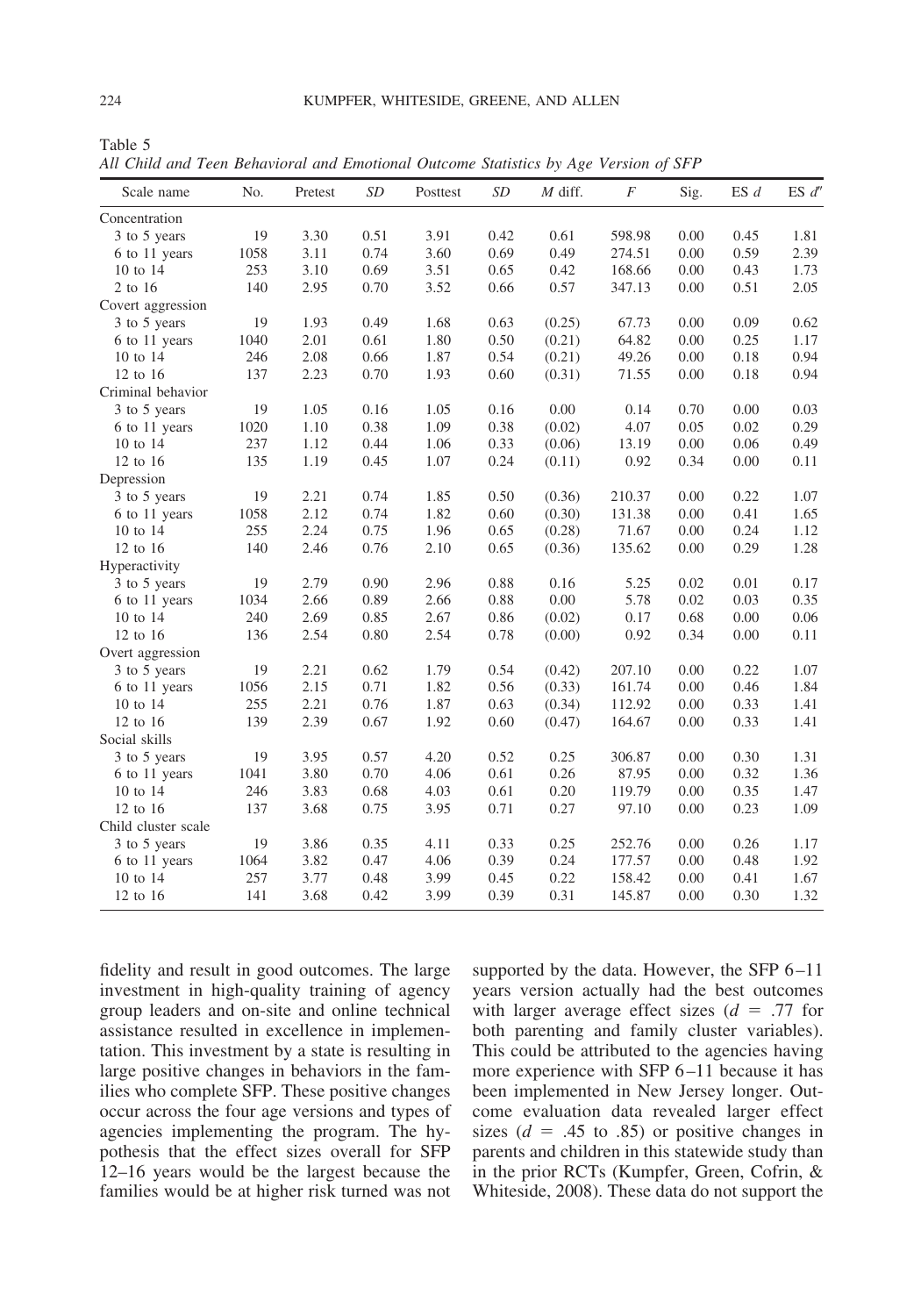Table 5
*All Child and Teen Behavioral and Emotional Outcome Statistics by Age Version of SFP*

| Scale name | No. | Pretest | *SD* | Posttest | *SD* | *M* diff. | *F* | Sig. | ES *d* | ES *d*″ |
|---|---|---|---|---|---|---|---|---|---|---|
| Concentration | | | | | | | | | | |
| 3 to 5 years | 19 | 3.30 | 0.51 | 3.91 | 0.42 | 0.61 | 598.98 | 0.00 | 0.45 | 1.81 |
| 6 to 11 years | 1058 | 3.11 | 0.74 | 3.60 | 0.69 | 0.49 | 274.51 | 0.00 | 0.59 | 2.39 |
| 10 to 14 | 253 | 3.10 | 0.69 | 3.51 | 0.65 | 0.42 | 168.66 | 0.00 | 0.43 | 1.73 |
| 2 to 16 | 140 | 2.95 | 0.70 | 3.52 | 0.66 | 0.57 | 347.13 | 0.00 | 0.51 | 2.05 |
| Covert aggression | | | | | | | | | | |
| 3 to 5 years | 19 | 1.93 | 0.49 | 1.68 | 0.63 | (0.25) | 67.73 | 0.00 | 0.09 | 0.62 |
| 6 to 11 years | 1040 | 2.01 | 0.61 | 1.80 | 0.50 | (0.21) | 64.82 | 0.00 | 0.25 | 1.17 |
| 10 to 14 | 246 | 2.08 | 0.66 | 1.87 | 0.54 | (0.21) | 49.26 | 0.00 | 0.18 | 0.94 |
| 12 to 16 | 137 | 2.23 | 0.70 | 1.93 | 0.60 | (0.31) | 71.55 | 0.00 | 0.18 | 0.94 |
| Criminal behavior | | | | | | | | | | |
| 3 to 5 years | 19 | 1.05 | 0.16 | 1.05 | 0.16 | 0.00 | 0.14 | 0.70 | 0.00 | 0.03 |
| 6 to 11 years | 1020 | 1.10 | 0.38 | 1.09 | 0.38 | (0.02) | 4.07 | 0.05 | 0.02 | 0.29 |
| 10 to 14 | 237 | 1.12 | 0.44 | 1.06 | 0.33 | (0.06) | 13.19 | 0.00 | 0.06 | 0.49 |
| 12 to 16 | 135 | 1.19 | 0.45 | 1.07 | 0.24 | (0.11) | 0.92 | 0.34 | 0.00 | 0.11 |
| Depression | | | | | | | | | | |
| 3 to 5 years | 19 | 2.21 | 0.74 | 1.85 | 0.50 | (0.36) | 210.37 | 0.00 | 0.22 | 1.07 |
| 6 to 11 years | 1058 | 2.12 | 0.74 | 1.82 | 0.60 | (0.30) | 131.38 | 0.00 | 0.41 | 1.65 |
| 10 to 14 | 255 | 2.24 | 0.75 | 1.96 | 0.65 | (0.28) | 71.67 | 0.00 | 0.24 | 1.12 |
| 12 to 16 | 140 | 2.46 | 0.76 | 2.10 | 0.65 | (0.36) | 135.62 | 0.00 | 0.29 | 1.28 |
| Hyperactivity | | | | | | | | | | |
| 3 to 5 years | 19 | 2.79 | 0.90 | 2.96 | 0.88 | 0.16 | 5.25 | 0.02 | 0.01 | 0.17 |
| 6 to 11 years | 1034 | 2.66 | 0.89 | 2.66 | 0.88 | 0.00 | 5.78 | 0.02 | 0.03 | 0.35 |
| 10 to 14 | 240 | 2.69 | 0.85 | 2.67 | 0.86 | (0.02) | 0.17 | 0.68 | 0.00 | 0.06 |
| 12 to 16 | 136 | 2.54 | 0.80 | 2.54 | 0.78 | (0.00) | 0.92 | 0.34 | 0.00 | 0.11 |
| Overt aggression | | | | | | | | | | |
| 3 to 5 years | 19 | 2.21 | 0.62 | 1.79 | 0.54 | (0.42) | 207.10 | 0.00 | 0.22 | 1.07 |
| 6 to 11 years | 1056 | 2.15 | 0.71 | 1.82 | 0.56 | (0.33) | 161.74 | 0.00 | 0.46 | 1.84 |
| 10 to 14 | 255 | 2.21 | 0.76 | 1.87 | 0.63 | (0.34) | 112.92 | 0.00 | 0.33 | 1.41 |
| 12 to 16 | 139 | 2.39 | 0.67 | 1.92 | 0.60 | (0.47) | 164.67 | 0.00 | 0.33 | 1.41 |
| Social skills | | | | | | | | | | |
| 3 to 5 years | 19 | 3.95 | 0.57 | 4.20 | 0.52 | 0.25 | 306.87 | 0.00 | 0.30 | 1.31 |
| 6 to 11 years | 1041 | 3.80 | 0.70 | 4.06 | 0.61 | 0.26 | 87.95 | 0.00 | 0.32 | 1.36 |
| 10 to 14 | 246 | 3.83 | 0.68 | 4.03 | 0.61 | 0.20 | 119.79 | 0.00 | 0.35 | 1.47 |
| 12 to 16 | 137 | 3.68 | 0.75 | 3.95 | 0.71 | 0.27 | 97.10 | 0.00 | 0.23 | 1.09 |
| Child cluster scale | | | | | | | | | | |
| 3 to 5 years | 19 | 3.86 | 0.35 | 4.11 | 0.33 | 0.25 | 252.76 | 0.00 | 0.26 | 1.17 |
| 6 to 11 years | 1064 | 3.82 | 0.47 | 4.06 | 0.39 | 0.24 | 177.57 | 0.00 | 0.48 | 1.92 |
| 10 to 14 | 257 | 3.77 | 0.48 | 3.99 | 0.45 | 0.22 | 158.42 | 0.00 | 0.41 | 1.67 |
| 12 to 16 | 141 | 3.68 | 0.42 | 3.99 | 0.39 | 0.31 | 145.87 | 0.00 | 0.30 | 1.32 |

fidelity and result in good outcomes. The large investment in high-quality training of agency group leaders and on-site and online technical assistance resulted in excellence in implementation. This investment by a state is resulting in large positive changes in behaviors in the families who complete SFP. These positive changes occur across the four age versions and types of agencies implementing the program. The hypothesis that the effect sizes overall for SFP 12–16 years would be the largest because the families would be at higher risk turned was not supported by the data. However, the SFP 6–11 years version actually had the best outcomes with larger average effect sizes ($d$ = .77 for both parenting and family cluster variables). This could be attributed to the agencies having more experience with SFP 6–11 because it has been implemented in New Jersey longer. Outcome evaluation data revealed larger effect sizes ($d$ = .45 to .85) or positive changes in parents and children in this statewide study than in the prior RCTs (Kumpfer, Green, Cofrin, & Whiteside, 2008). These data do not support the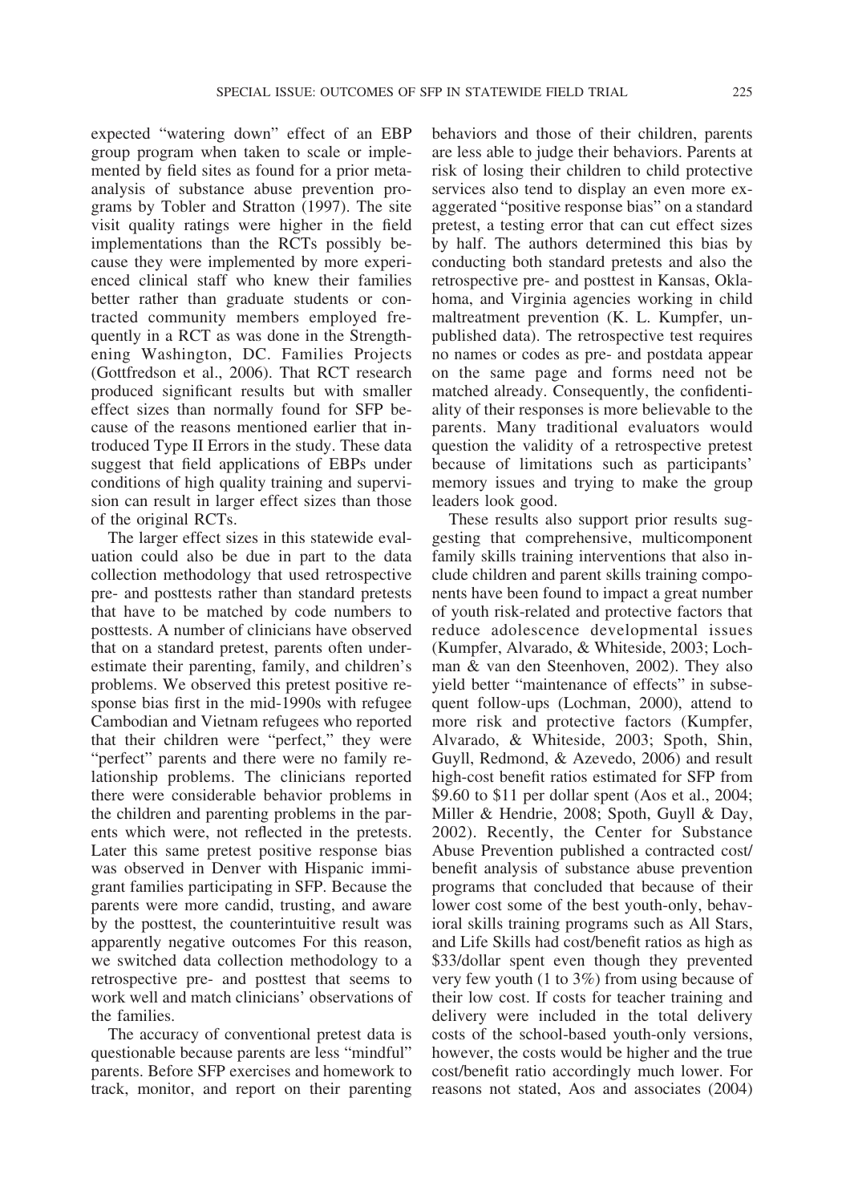expected "watering down" effect of an EBP group program when taken to scale or implemented by field sites as found for a prior meta-analysis of substance abuse prevention programs by Tobler and Stratton (1997). The site visit quality ratings were higher in the field implementations than the RCTs possibly because they were implemented by more experienced clinical staff who knew their families better rather than graduate students or contracted community members employed frequently in a RCT as was done in the Strengthening Washington, DC. Families Projects (Gottfredson et al., 2006). That RCT research produced significant results but with smaller effect sizes than normally found for SFP because of the reasons mentioned earlier that introduced Type II Errors in the study. These data suggest that field applications of EBPs under conditions of high quality training and supervision can result in larger effect sizes than those of the original RCTs.

The larger effect sizes in this statewide evaluation could also be due in part to the data collection methodology that used retrospective pre- and posttests rather than standard pretests that have to be matched by code numbers to posttests. A number of clinicians have observed that on a standard pretest, parents often underestimate their parenting, family, and children's problems. We observed this pretest positive response bias first in the mid-1990s with refugee Cambodian and Vietnam refugees who reported that their children were "perfect," they were "perfect" parents and there were no family relationship problems. The clinicians reported there were considerable behavior problems in the children and parenting problems in the parents which were, not reflected in the pretests. Later this same pretest positive response bias was observed in Denver with Hispanic immigrant families participating in SFP. Because the parents were more candid, trusting, and aware by the posttest, the counterintuitive result was apparently negative outcomes For this reason, we switched data collection methodology to a retrospective pre- and posttest that seems to work well and match clinicians' observations of the families.

The accuracy of conventional pretest data is questionable because parents are less "mindful" parents. Before SFP exercises and homework to track, monitor, and report on their parenting behaviors and those of their children, parents are less able to judge their behaviors. Parents at risk of losing their children to child protective services also tend to display an even more exaggerated "positive response bias" on a standard pretest, a testing error that can cut effect sizes by half. The authors determined this bias by conducting both standard pretests and also the retrospective pre- and posttest in Kansas, Oklahoma, and Virginia agencies working in child maltreatment prevention (K. L. Kumpfer, unpublished data). The retrospective test requires no names or codes as pre- and postdata appear on the same page and forms need not be matched already. Consequently, the confidentiality of their responses is more believable to the parents. Many traditional evaluators would question the validity of a retrospective pretest because of limitations such as participants' memory issues and trying to make the group leaders look good.

These results also support prior results suggesting that comprehensive, multicomponent family skills training interventions that also include children and parent skills training components have been found to impact a great number of youth risk-related and protective factors that reduce adolescence developmental issues (Kumpfer, Alvarado, & Whiteside, 2003; Lochman & van den Steenhoven, 2002). They also yield better "maintenance of effects" in subsequent follow-ups (Lochman, 2000), attend to more risk and protective factors (Kumpfer, Alvarado, & Whiteside, 2003; Spoth, Shin, Guyll, Redmond, & Azevedo, 2006) and result high-cost benefit ratios estimated for SFP from \$9.60 to \$11 per dollar spent (Aos et al., 2004; Miller & Hendrie, 2008; Spoth, Guyll & Day, 2002). Recently, the Center for Substance Abuse Prevention published a contracted cost/benefit analysis of substance abuse prevention programs that concluded that because of their lower cost some of the best youth-only, behavioral skills training programs such as All Stars, and Life Skills had cost/benefit ratios as high as \$33/dollar spent even though they prevented very few youth (1 to 3%) from using because of their low cost. If costs for teacher training and delivery were included in the total delivery costs of the school-based youth-only versions, however, the costs would be higher and the true cost/benefit ratio accordingly much lower. For reasons not stated, Aos and associates (2004)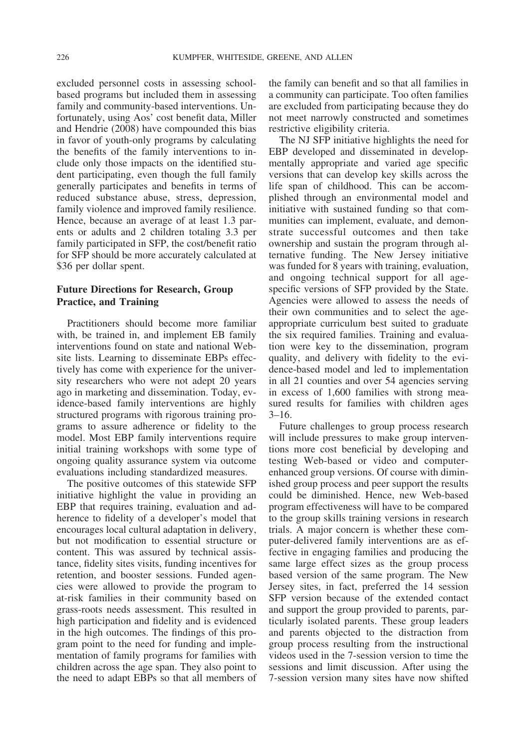excluded personnel costs in assessing school-based programs but included them in assessing family and community-based interventions. Unfortunately, using Aos' cost benefit data, Miller and Hendrie (2008) have compounded this bias in favor of youth-only programs by calculating the benefits of the family interventions to include only those impacts on the identified student participating, even though the full family generally participates and benefits in terms of reduced substance abuse, stress, depression, family violence and improved family resilience. Hence, because an average of at least 1.3 parents or adults and 2 children totaling 3.3 per family participated in SFP, the cost/benefit ratio for SFP should be more accurately calculated at \$36 per dollar spent.

## Future Directions for Research, Group Practice, and Training

Practitioners should become more familiar with, be trained in, and implement EB family interventions found on state and national Website lists. Learning to disseminate EBPs effectively has come with experience for the university researchers who were not adept 20 years ago in marketing and dissemination. Today, evidence-based family interventions are highly structured programs with rigorous training programs to assure adherence or fidelity to the model. Most EBP family interventions require initial training workshops with some type of ongoing quality assurance system via outcome evaluations including standardized measures.

The positive outcomes of this statewide SFP initiative highlight the value in providing an EBP that requires training, evaluation and adherence to fidelity of a developer's model that encourages local cultural adaptation in delivery, but not modification to essential structure or content. This was assured by technical assistance, fidelity sites visits, funding incentives for retention, and booster sessions. Funded agencies were allowed to provide the program to at-risk families in their community based on grass-roots needs assessment. This resulted in high participation and fidelity and is evidenced in the high outcomes. The findings of this program point to the need for funding and implementation of family programs for families with children across the age span. They also point to the need to adapt EBPs so that all members of the family can benefit and so that all families in a community can participate. Too often families are excluded from participating because they do not meet narrowly constructed and sometimes restrictive eligibility criteria.

The NJ SFP initiative highlights the need for EBP developed and disseminated in developmentally appropriate and varied age specific versions that can develop key skills across the life span of childhood. This can be accomplished through an environmental model and initiative with sustained funding so that communities can implement, evaluate, and demonstrate successful outcomes and then take ownership and sustain the program through alternative funding. The New Jersey initiative was funded for 8 years with training, evaluation, and ongoing technical support for all age-specific versions of SFP provided by the State. Agencies were allowed to assess the needs of their own communities and to select the age-appropriate curriculum best suited to graduate the six required families. Training and evaluation were key to the dissemination, program quality, and delivery with fidelity to the evidence-based model and led to implementation in all 21 counties and over 54 agencies serving in excess of 1,600 families with strong measured results for families with children ages 3–16.

Future challenges to group process research will include pressures to make group interventions more cost beneficial by developing and testing Web-based or video and computer-enhanced group versions. Of course with diminished group process and peer support the results could be diminished. Hence, new Web-based program effectiveness will have to be compared to the group skills training versions in research trials. A major concern is whether these computer-delivered family interventions are as effective in engaging families and producing the same large effect sizes as the group process based version of the same program. The New Jersey sites, in fact, preferred the 14 session SFP version because of the extended contact and support the group provided to parents, particularly isolated parents. These group leaders and parents objected to the distraction from group process resulting from the instructional videos used in the 7-session version to time the sessions and limit discussion. After using the 7-session version many sites have now shifted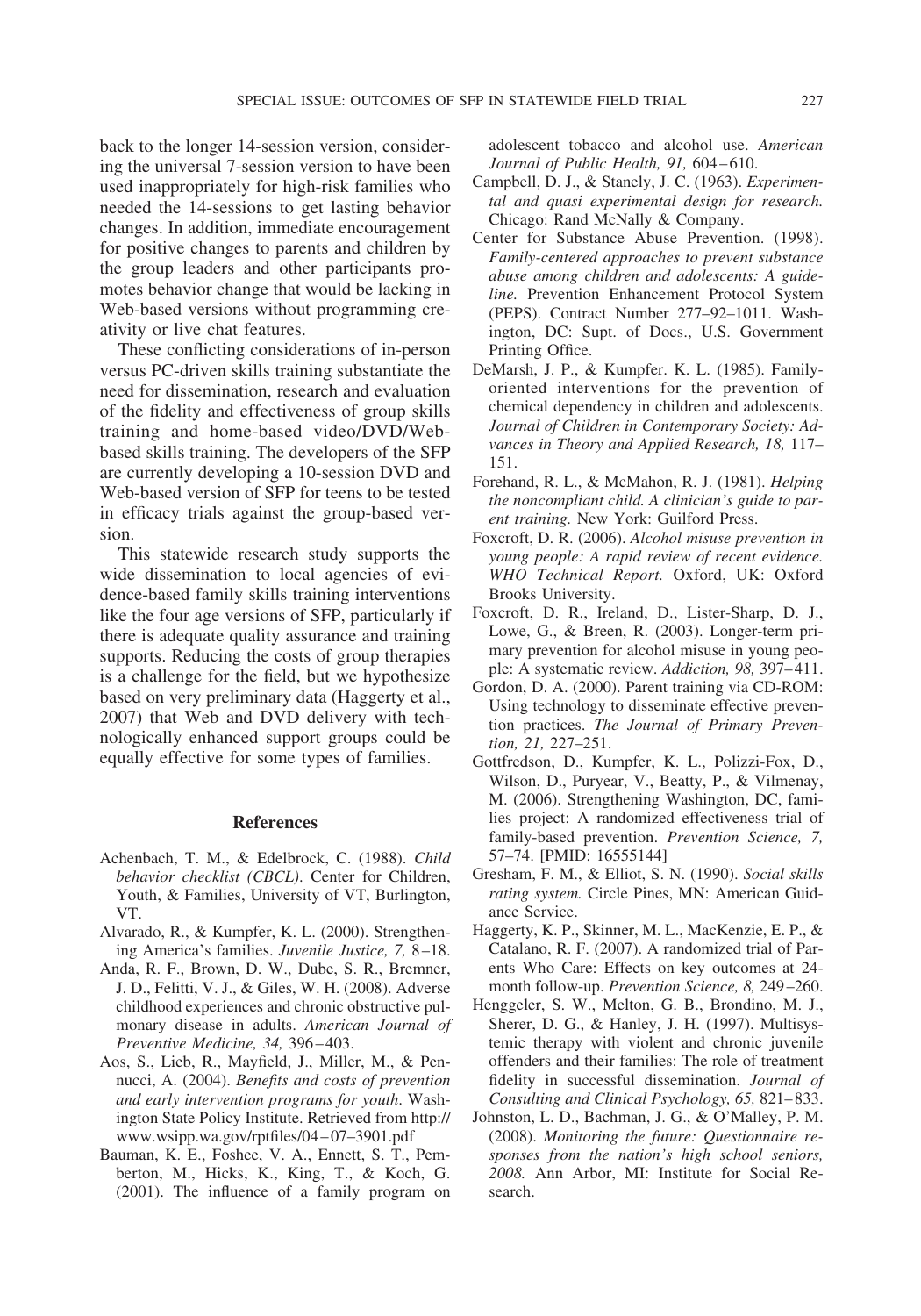back to the longer 14-session version, considering the universal 7-session version to have been used inappropriately for high-risk families who needed the 14-sessions to get lasting behavior changes. In addition, immediate encouragement for positive changes to parents and children by the group leaders and other participants promotes behavior change that would be lacking in Web-based versions without programming creativity or live chat features.

These conflicting considerations of in-person versus PC-driven skills training substantiate the need for dissemination, research and evaluation of the fidelity and effectiveness of group skills training and home-based video/DVD/Web-based skills training. The developers of the SFP are currently developing a 10-session DVD and Web-based version of SFP for teens to be tested in efficacy trials against the group-based version.

This statewide research study supports the wide dissemination to local agencies of evidence-based family skills training interventions like the four age versions of SFP, particularly if there is adequate quality assurance and training supports. Reducing the costs of group therapies is a challenge for the field, but we hypothesize based on very preliminary data (Haggerty et al., 2007) that Web and DVD delivery with technologically enhanced support groups could be equally effective for some types of families.

## References

Achenbach, T. M., & Edelbrock, C. (1988). *Child behavior checklist (CBCL).* Center for Children, Youth, & Families, University of VT, Burlington, VT.

Alvarado, R., & Kumpfer, K. L. (2000). Strengthening America's families. *Juvenile Justice, 7,* 8–18.

Anda, R. F., Brown, D. W., Dube, S. R., Bremner, J. D., Felitti, V. J., & Giles, W. H. (2008). Adverse childhood experiences and chronic obstructive pulmonary disease in adults. *American Journal of Preventive Medicine, 34,* 396–403.

Aos, S., Lieb, R., Mayfield, J., Miller, M., & Pennucci, A. (2004). *Benefits and costs of prevention and early intervention programs for youth.* Washington State Policy Institute. Retrieved from http://www.wsipp.wa.gov/rptfiles/04–07–3901.pdf

Bauman, K. E., Foshee, V. A., Ennett, S. T., Pemberton, M., Hicks, K., King, T., & Koch, G. (2001). The influence of a family program on adolescent tobacco and alcohol use. *American Journal of Public Health, 91,* 604–610.

Campbell, D. J., & Stanely, J. C. (1963). *Experimental and quasi experimental design for research.* Chicago: Rand McNally & Company.

Center for Substance Abuse Prevention. (1998). *Family-centered approaches to prevent substance abuse among children and adolescents: A guideline.* Prevention Enhancement Protocol System (PEPS). Contract Number 277–92–1011. Washington, DC: Supt. of Docs., U.S. Government Printing Office.

DeMarsh, J. P., & Kumpfer. K. L. (1985). Family-oriented interventions for the prevention of chemical dependency in children and adolescents. *Journal of Children in Contemporary Society: Advances in Theory and Applied Research, 18,* 117–151.

Forehand, R. L., & McMahon, R. J. (1981). *Helping the noncompliant child. A clinician's guide to parent training.* New York: Guilford Press.

Foxcroft, D. R. (2006). *Alcohol misuse prevention in young people: A rapid review of recent evidence. WHO Technical Report.* Oxford, UK: Oxford Brooks University.

Foxcroft, D. R., Ireland, D., Lister-Sharp, D. J., Lowe, G., & Breen, R. (2003). Longer-term primary prevention for alcohol misuse in young people: A systematic review. *Addiction, 98,* 397–411.

Gordon, D. A. (2000). Parent training via CD-ROM: Using technology to disseminate effective prevention practices. *The Journal of Primary Prevention, 21,* 227–251.

Gottfredson, D., Kumpfer, K. L., Polizzi-Fox, D., Wilson, D., Puryear, V., Beatty, P., & Vilmenay, M. (2006). Strengthening Washington, DC, families project: A randomized effectiveness trial of family-based prevention. *Prevention Science, 7,* 57–74. [PMID: 16555144]

Gresham, F. M., & Elliot, S. N. (1990). *Social skills rating system.* Circle Pines, MN: American Guidance Service.

Haggerty, K. P., Skinner, M. L., MacKenzie, E. P., & Catalano, R. F. (2007). A randomized trial of Parents Who Care: Effects on key outcomes at 24-month follow-up. *Prevention Science, 8,* 249–260.

Henggeler, S. W., Melton, G. B., Brondino, M. J., Sherer, D. G., & Hanley, J. H. (1997). Multisystemic therapy with violent and chronic juvenile offenders and their families: The role of treatment fidelity in successful dissemination. *Journal of Consulting and Clinical Psychology, 65,* 821–833.

Johnston, L. D., Bachman, J. G., & O'Malley, P. M. (2008). *Monitoring the future: Questionnaire responses from the nation's high school seniors, 2008.* Ann Arbor, MI: Institute for Social Research.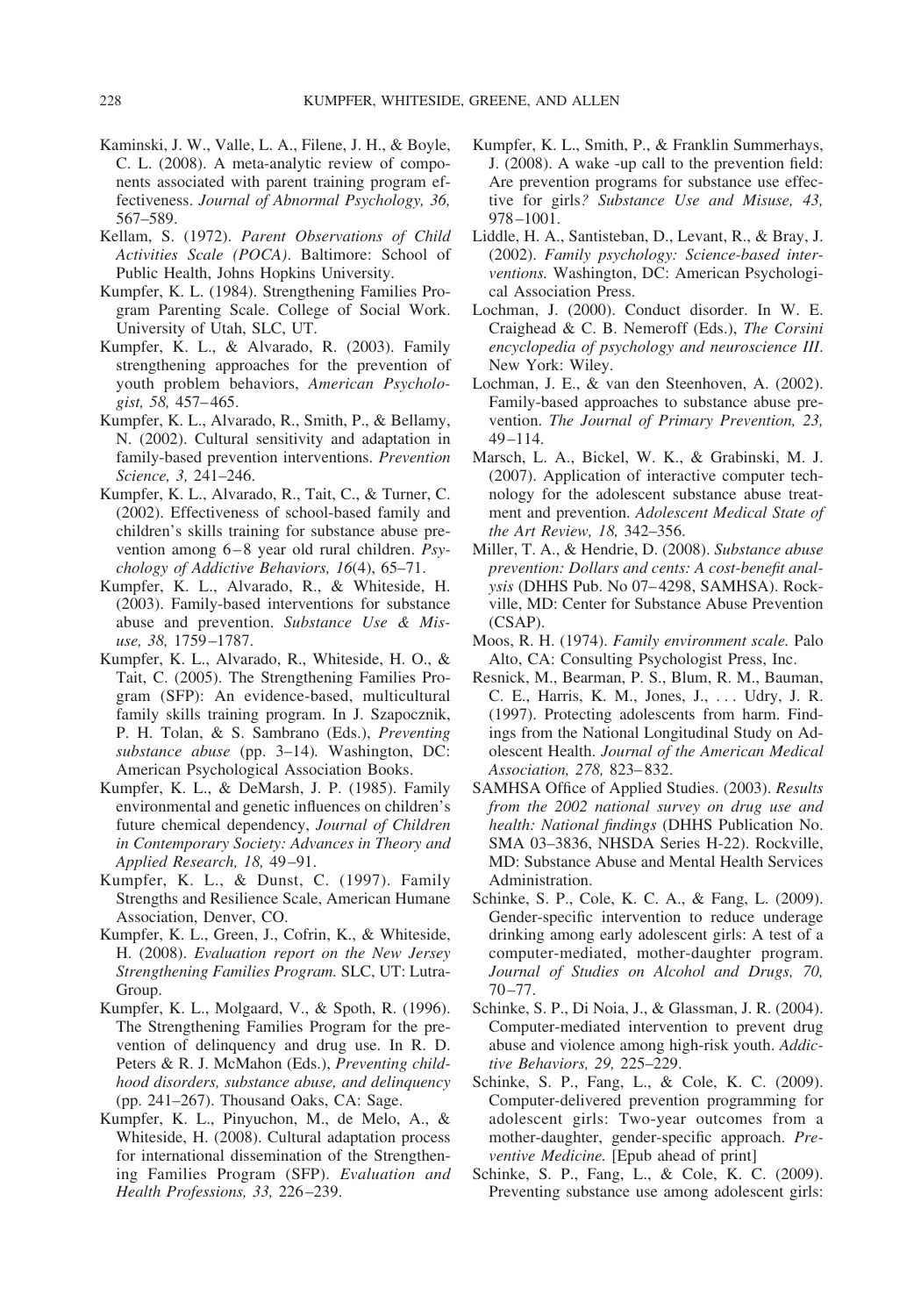Kaminski, J. W., Valle, L. A., Filene, J. H., & Boyle, C. L. (2008). A meta-analytic review of components associated with parent training program effectiveness. *Journal of Abnormal Psychology, 36,* 567–589.

Kellam, S. (1972). *Parent Observations of Child Activities Scale (POCA)*. Baltimore: School of Public Health, Johns Hopkins University.

Kumpfer, K. L. (1984). Strengthening Families Program Parenting Scale. College of Social Work. University of Utah, SLC, UT.

Kumpfer, K. L., & Alvarado, R. (2003). Family strengthening approaches for the prevention of youth problem behaviors, *American Psychologist, 58,* 457–465.

Kumpfer, K. L., Alvarado, R., Smith, P., & Bellamy, N. (2002). Cultural sensitivity and adaptation in family-based prevention interventions. *Prevention Science, 3,* 241–246.

Kumpfer, K. L., Alvarado, R., Tait, C., & Turner, C. (2002). Effectiveness of school-based family and children's skills training for substance abuse prevention among 6–8 year old rural children. *Psychology of Addictive Behaviors, 16*(4), 65–71.

Kumpfer, K. L., Alvarado, R., & Whiteside, H. (2003). Family-based interventions for substance abuse and prevention. *Substance Use & Misuse, 38,* 1759–1787.

Kumpfer, K. L., Alvarado, R., Whiteside, H. O., & Tait, C. (2005). The Strengthening Families Program (SFP): An evidence-based, multicultural family skills training program. In J. Szapocznik, P. H. Tolan, & S. Sambrano (Eds.), *Preventing substance abuse* (pp. 3–14)*.* Washington, DC: American Psychological Association Books.

Kumpfer, K. L., & DeMarsh, J. P. (1985). Family environmental and genetic influences on children's future chemical dependency, *Journal of Children in Contemporary Society: Advances in Theory and Applied Research, 18,* 49–91.

Kumpfer, K. L., & Dunst, C. (1997). Family Strengths and Resilience Scale, American Humane Association, Denver, CO.

Kumpfer, K. L., Green, J., Cofrin, K., & Whiteside, H. (2008). *Evaluation report on the New Jersey Strengthening Families Program.* SLC, UT: Lutra-Group.

Kumpfer, K. L., Molgaard, V., & Spoth, R. (1996). The Strengthening Families Program for the prevention of delinquency and drug use. In R. D. Peters & R. J. McMahon (Eds.), *Preventing childhood disorders, substance abuse, and delinquency* (pp. 241–267). Thousand Oaks, CA: Sage.

Kumpfer, K. L., Pinyuchon, M., de Melo, A., & Whiteside, H. (2008). Cultural adaptation process for international dissemination of the Strengthening Families Program (SFP). *Evaluation and Health Professions, 33,* 226–239.

Kumpfer, K. L., Smith, P., & Franklin Summerhays, J. (2008). A wake -up call to the prevention field: Are prevention programs for substance use effective for girls*? Substance Use and Misuse, 43,* 978–1001.

Liddle, H. A., Santisteban, D., Levant, R., & Bray, J. (2002). *Family psychology: Science-based interventions.* Washington, DC: American Psychological Association Press.

Lochman, J. (2000). Conduct disorder. In W. E. Craighead & C. B. Nemeroff (Eds.), *The Corsini encyclopedia of psychology and neuroscience III*. New York: Wiley.

Lochman, J. E., & van den Steenhoven, A. (2002). Family-based approaches to substance abuse prevention. *The Journal of Primary Prevention, 23,* 49–114.

Marsch, L. A., Bickel, W. K., & Grabinski, M. J. (2007). Application of interactive computer technology for the adolescent substance abuse treatment and prevention. *Adolescent Medical State of the Art Review, 18,* 342–356.

Miller, T. A., & Hendrie, D. (2008). *Substance abuse prevention: Dollars and cents: A cost-benefit analysis* (DHHS Pub. No 07–4298, SAMHSA). Rockville, MD: Center for Substance Abuse Prevention (CSAP).

Moos, R. H. (1974). *Family environment scale.* Palo Alto, CA: Consulting Psychologist Press, Inc.

Resnick, M., Bearman, P. S., Blum, R. M., Bauman, C. E., Harris, K. M., Jones, J., . . . Udry, J. R. (1997). Protecting adolescents from harm. Findings from the National Longitudinal Study on Adolescent Health. *Journal of the American Medical Association, 278,* 823–832.

SAMHSA Office of Applied Studies. (2003). *Results from the 2002 national survey on drug use and health: National findings* (DHHS Publication No. SMA 03–3836, NHSDA Series H-22). Rockville, MD: Substance Abuse and Mental Health Services Administration.

Schinke, S. P., Cole, K. C. A., & Fang, L. (2009). Gender-specific intervention to reduce underage drinking among early adolescent girls: A test of a computer-mediated, mother-daughter program. *Journal of Studies on Alcohol and Drugs, 70,* 70–77.

Schinke, S. P., Di Noia, J., & Glassman, J. R. (2004). Computer-mediated intervention to prevent drug abuse and violence among high-risk youth. *Addictive Behaviors, 29,* 225–229.

Schinke, S. P., Fang, L., & Cole, K. C. (2009). Computer-delivered prevention programming for adolescent girls: Two-year outcomes from a mother-daughter, gender-specific approach. *Preventive Medicine.* [Epub ahead of print]

Schinke, S. P., Fang, L., & Cole, K. C. (2009). Preventing substance use among adolescent girls: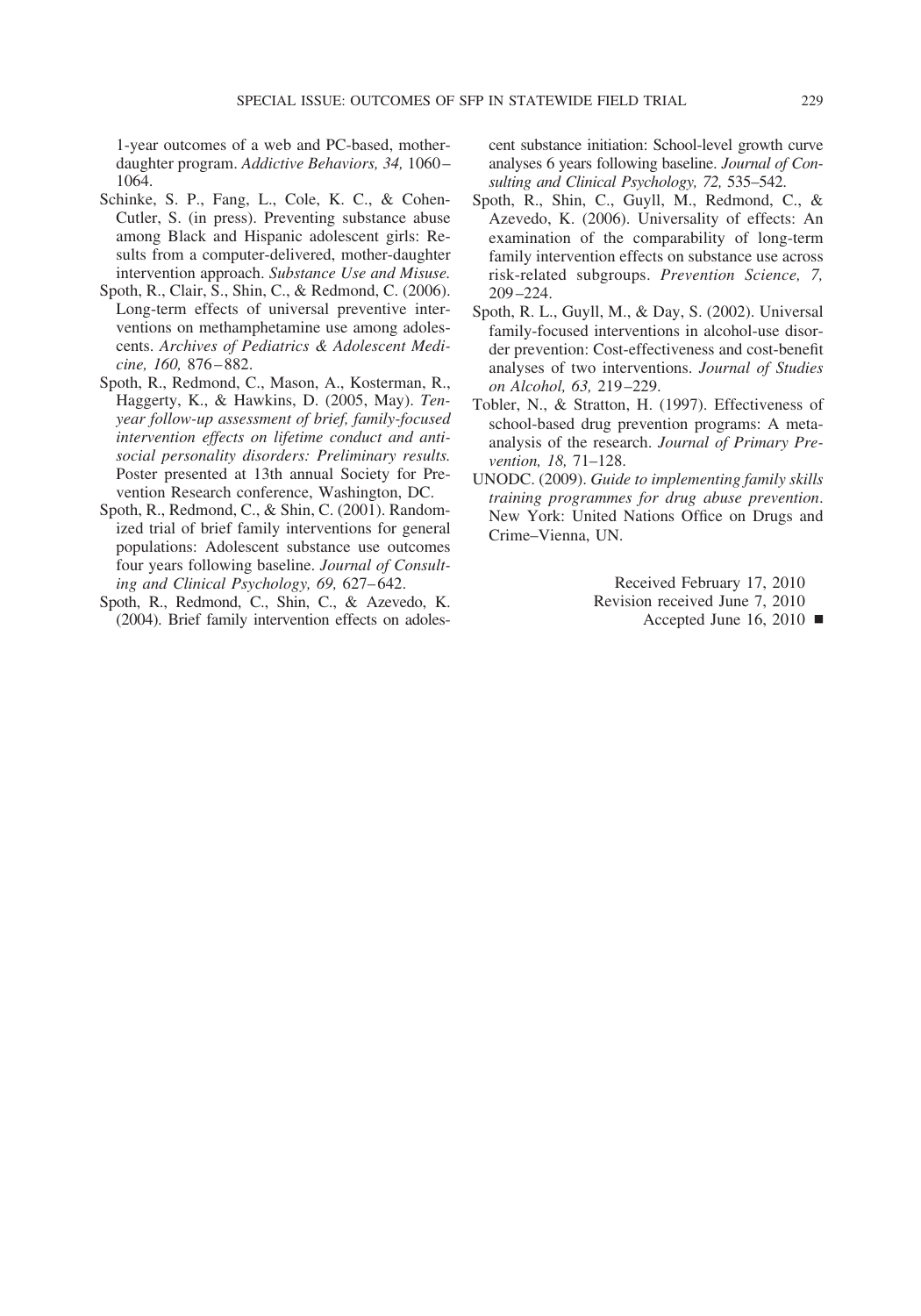1-year outcomes of a web and PC-based, mother-daughter program. *Addictive Behaviors, 34,* 1060–1064.

Schinke, S. P., Fang, L., Cole, K. C., & Cohen-Cutler, S. (in press). Preventing substance abuse among Black and Hispanic adolescent girls: Results from a computer-delivered, mother-daughter intervention approach. *Substance Use and Misuse.*

Spoth, R., Clair, S., Shin, C., & Redmond, C. (2006). Long-term effects of universal preventive interventions on methamphetamine use among adolescents. *Archives of Pediatrics & Adolescent Medicine, 160,* 876–882.

Spoth, R., Redmond, C., Mason, A., Kosterman, R., Haggerty, K., & Hawkins, D. (2005, May). *Ten-year follow-up assessment of brief, family-focused intervention effects on lifetime conduct and anti-social personality disorders: Preliminary results.* Poster presented at 13th annual Society for Prevention Research conference, Washington, DC.

Spoth, R., Redmond, C., & Shin, C. (2001). Randomized trial of brief family interventions for general populations: Adolescent substance use outcomes four years following baseline. *Journal of Consulting and Clinical Psychology, 69,* 627–642.

Spoth, R., Redmond, C., Shin, C., & Azevedo, K. (2004). Brief family intervention effects on adolescent substance initiation: School-level growth curve analyses 6 years following baseline. *Journal of Consulting and Clinical Psychology, 72,* 535–542.

Spoth, R., Shin, C., Guyll, M., Redmond, C., & Azevedo, K. (2006). Universality of effects: An examination of the comparability of long-term family intervention effects on substance use across risk-related subgroups. *Prevention Science, 7,* 209–224.

Spoth, R. L., Guyll, M., & Day, S. (2002). Universal family-focused interventions in alcohol-use disorder prevention: Cost-effectiveness and cost-benefit analyses of two interventions. *Journal of Studies on Alcohol, 63,* 219–229.

Tobler, N., & Stratton, H. (1997). Effectiveness of school-based drug prevention programs: A meta-analysis of the research. *Journal of Primary Prevention, 18,* 71–128.

UNODC. (2009). *Guide to implementing family skills training programmes for drug abuse prevention*. New York: United Nations Office on Drugs and Crime–Vienna, UN.

Received February 17, 2010
Revision received June 7, 2010
Accepted June 16, 2010 ■